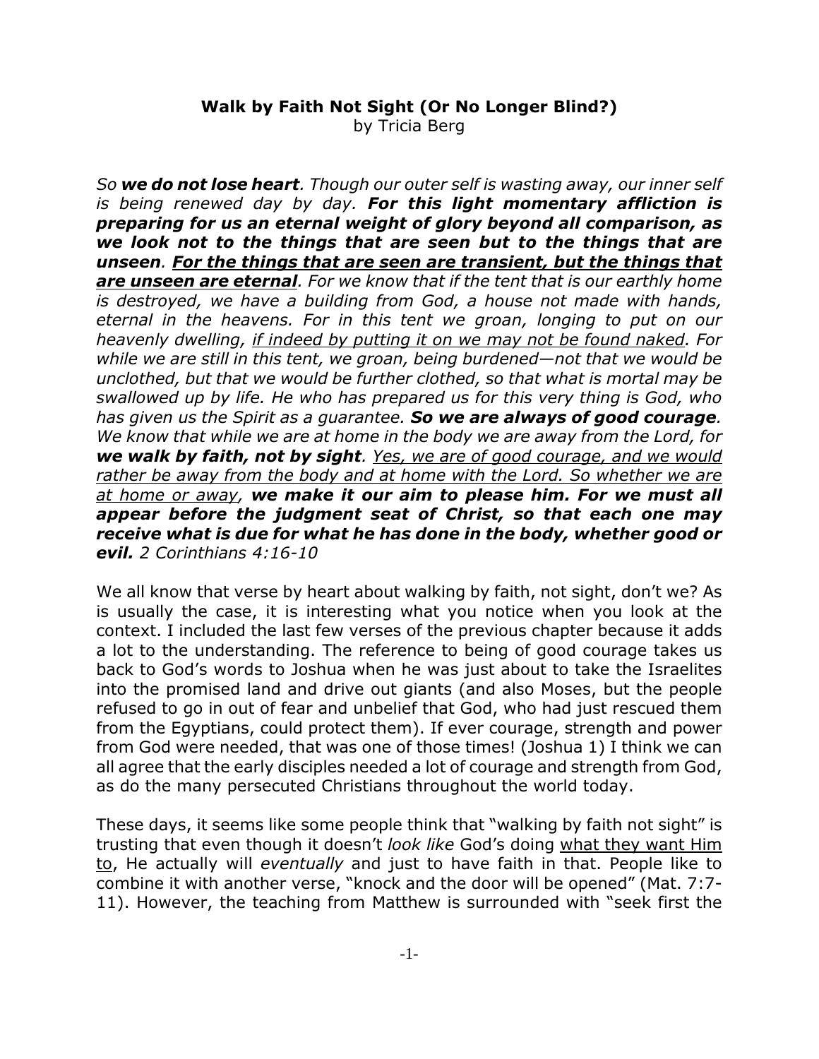**Walk by Faith Not Sight (Or No Longer Blind?)**
by Tricia Berg

*So **we do not lose heart**. Though our outer self is wasting away, our inner self is being renewed day by day. **For this light momentary affliction is preparing for us an eternal weight of glory beyond all comparison, as we look not to the things that are seen but to the things that are unseen**. <u>**For the things that are seen are transient, but the things that are unseen are eternal**</u>. For we know that if the tent that is our earthly home is destroyed, we have a building from God, a house not made with hands, eternal in the heavens. For in this tent we groan, longing to put on our heavenly dwelling, <u>if indeed by putting it on we may not be found naked</u>. For while we are still in this tent, we groan, being burdened—not that we would be unclothed, but that we would be further clothed, so that what is mortal may be swallowed up by life. He who has prepared us for this very thing is God, who has given us the Spirit as a guarantee. **So we are always of good courage**. We know that while we are at home in the body we are away from the Lord, for **we walk by faith, not by sight**. <u>Yes, we are of good courage, and we would rather be away from the body and at home with the Lord. So whether we are at home or away</u>, **we make it our aim to please him. For we must all appear before the judgment seat of Christ, so that each one may receive what is due for what he has done in the body, whether good or evil.** 2 Corinthians 4:16-10*

We all know that verse by heart about walking by faith, not sight, don't we? As is usually the case, it is interesting what you notice when you look at the context. I included the last few verses of the previous chapter because it adds a lot to the understanding. The reference to being of good courage takes us back to God's words to Joshua when he was just about to take the Israelites into the promised land and drive out giants (and also Moses, but the people refused to go in out of fear and unbelief that God, who had just rescued them from the Egyptians, could protect them). If ever courage, strength and power from God were needed, that was one of those times! (Joshua 1) I think we can all agree that the early disciples needed a lot of courage and strength from God, as do the many persecuted Christians throughout the world today.

These days, it seems like some people think that "walking by faith not sight" is trusting that even though it doesn't *look like* God's doing <u>what they want Him to</u>, He actually will *eventually* and just to have faith in that. People like to combine it with another verse, "knock and the door will be opened" (Mat. 7:7-11). However, the teaching from Matthew is surrounded with "seek first the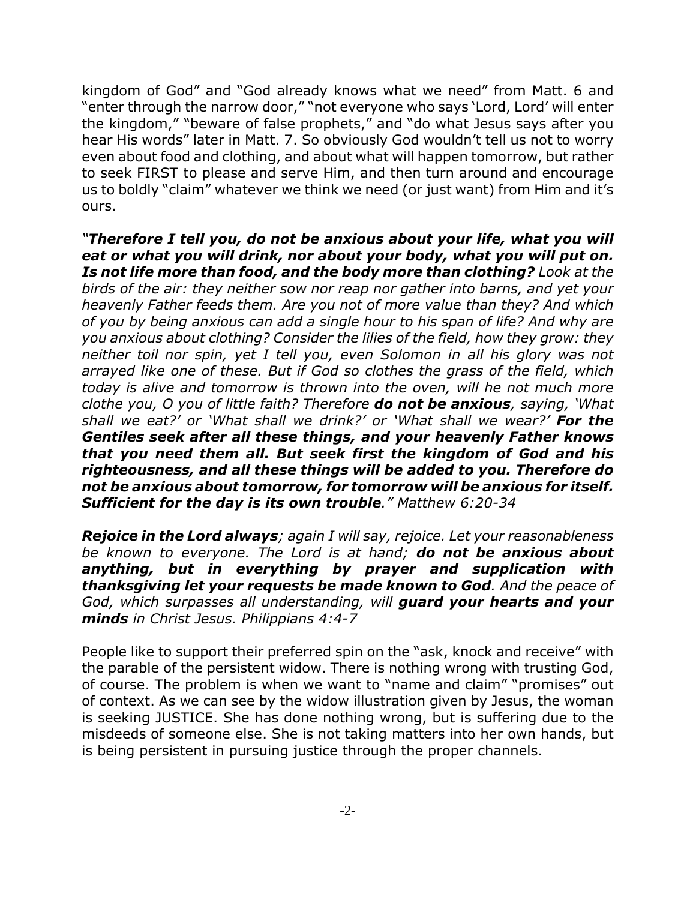kingdom of God" and "God already knows what we need" from Matt. 6 and "enter through the narrow door," "not everyone who says 'Lord, Lord' will enter the kingdom," "beware of false prophets," and "do what Jesus says after you hear His words" later in Matt. 7. So obviously God wouldn't tell us not to worry even about food and clothing, and about what will happen tomorrow, but rather to seek FIRST to please and serve Him, and then turn around and encourage us to boldly "claim" whatever we think we need (or just want) from Him and it's ours.

*"**Therefore I tell you, do not be anxious about your life, what you will eat or what you will drink, nor about your body, what you will put on. Is not life more than food, and the body more than clothing?** Look at the birds of the air: they neither sow nor reap nor gather into barns, and yet your heavenly Father feeds them. Are you not of more value than they? And which of you by being anxious can add a single hour to his span of life? And why are you anxious about clothing? Consider the lilies of the field, how they grow: they neither toil nor spin, yet I tell you, even Solomon in all his glory was not arrayed like one of these. But if God so clothes the grass of the field, which today is alive and tomorrow is thrown into the oven, will he not much more clothe you, O you of little faith? Therefore **do not be anxious**, saying, 'What shall we eat?' or 'What shall we drink?' or 'What shall we wear?' **For the Gentiles seek after all these things, and your heavenly Father knows that you need them all. But seek first the kingdom of God and his righteousness, and all these things will be added to you. Therefore do not be anxious about tomorrow, for tomorrow will be anxious for itself. Sufficient for the day is its own trouble**." Matthew 6:20-34*

***Rejoice in the Lord always**; again I will say, rejoice. Let your reasonableness be known to everyone. The Lord is at hand; **do not be anxious about anything, but in everything by prayer and supplication with thanksgiving let your requests be made known to God**. And the peace of God, which surpasses all understanding, will **guard your hearts and your minds** in Christ Jesus. Philippians 4:4-7*

People like to support their preferred spin on the "ask, knock and receive" with the parable of the persistent widow. There is nothing wrong with trusting God, of course. The problem is when we want to "name and claim" "promises" out of context. As we can see by the widow illustration given by Jesus, the woman is seeking JUSTICE. She has done nothing wrong, but is suffering due to the misdeeds of someone else. She is not taking matters into her own hands, but is being persistent in pursuing justice through the proper channels.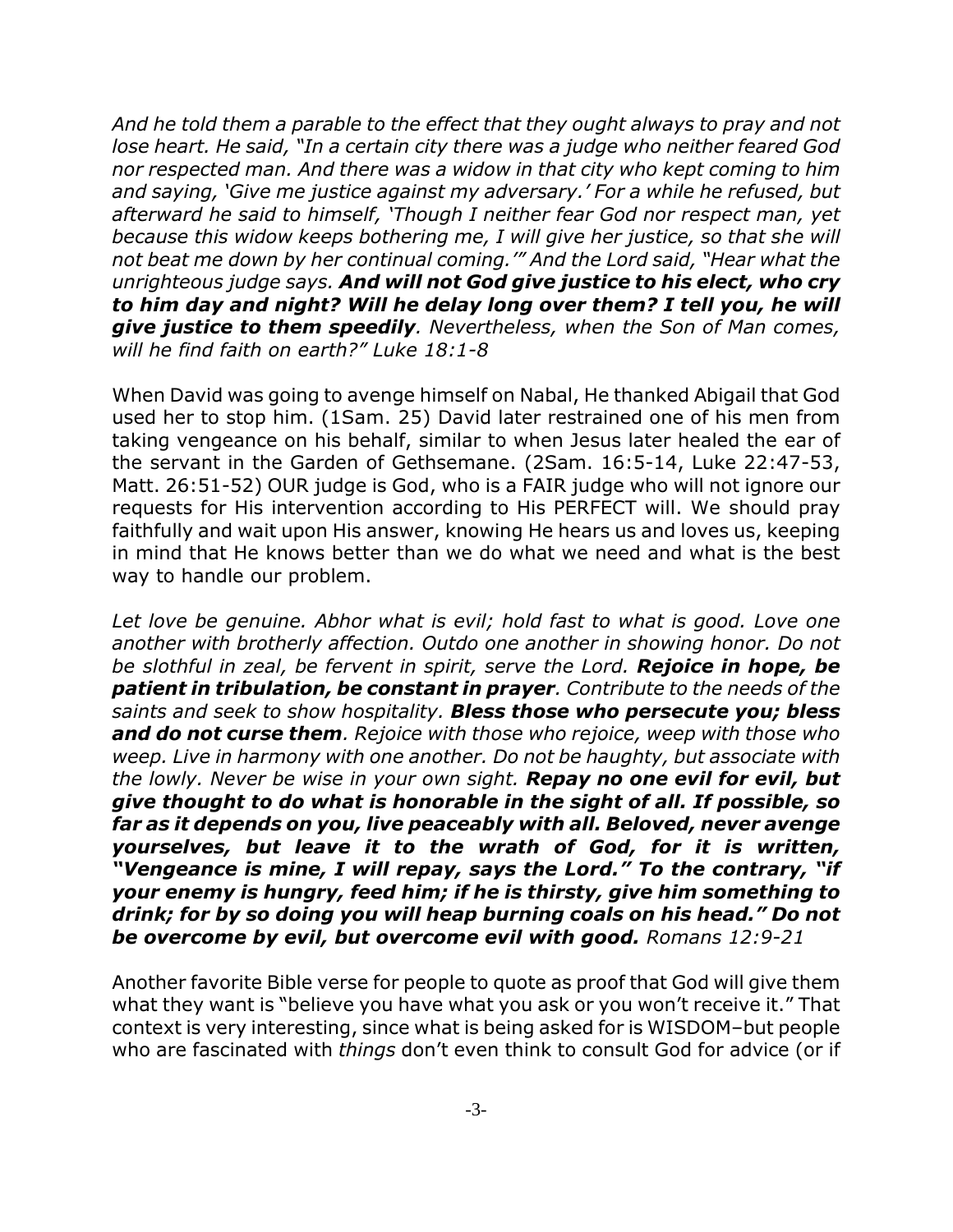*And he told them a parable to the effect that they ought always to pray and not lose heart. He said, "In a certain city there was a judge who neither feared God nor respected man. And there was a widow in that city who kept coming to him and saying, 'Give me justice against my adversary.' For a while he refused, but afterward he said to himself, 'Though I neither fear God nor respect man, yet because this widow keeps bothering me, I will give her justice, so that she will not beat me down by her continual coming.'" And the Lord said, "Hear what the unrighteous judge says.* ***And will not God give justice to his elect, who cry to him day and night? Will he delay long over them? I tell you, he will give justice to them speedily****. Nevertheless, when the Son of Man comes, will he find faith on earth?" Luke 18:1-8*

When David was going to avenge himself on Nabal, He thanked Abigail that God used her to stop him. (1Sam. 25) David later restrained one of his men from taking vengeance on his behalf, similar to when Jesus later healed the ear of the servant in the Garden of Gethsemane. (2Sam. 16:5-14, Luke 22:47-53, Matt. 26:51-52) OUR judge is God, who is a FAIR judge who will not ignore our requests for His intervention according to His PERFECT will. We should pray faithfully and wait upon His answer, knowing He hears us and loves us, keeping in mind that He knows better than we do what we need and what is the best way to handle our problem.

*Let love be genuine. Abhor what is evil; hold fast to what is good. Love one another with brotherly affection. Outdo one another in showing honor. Do not be slothful in zeal, be fervent in spirit, serve the Lord.* ***Rejoice in hope, be patient in tribulation, be constant in prayer****. Contribute to the needs of the saints and seek to show hospitality.* ***Bless those who persecute you; bless and do not curse them****. Rejoice with those who rejoice, weep with those who weep. Live in harmony with one another. Do not be haughty, but associate with the lowly. Never be wise in your own sight.* ***Repay no one evil for evil, but give thought to do what is honorable in the sight of all. If possible, so far as it depends on you, live peaceably with all. Beloved, never avenge yourselves, but leave it to the wrath of God, for it is written, "Vengeance is mine, I will repay, says the Lord." To the contrary, "if your enemy is hungry, feed him; if he is thirsty, give him something to drink; for by so doing you will heap burning coals on his head." Do not be overcome by evil, but overcome evil with good.*** *Romans 12:9-21*

Another favorite Bible verse for people to quote as proof that God will give them what they want is "believe you have what you ask or you won't receive it." That context is very interesting, since what is being asked for is WISDOM–but people who are fascinated with *things* don't even think to consult God for advice (or if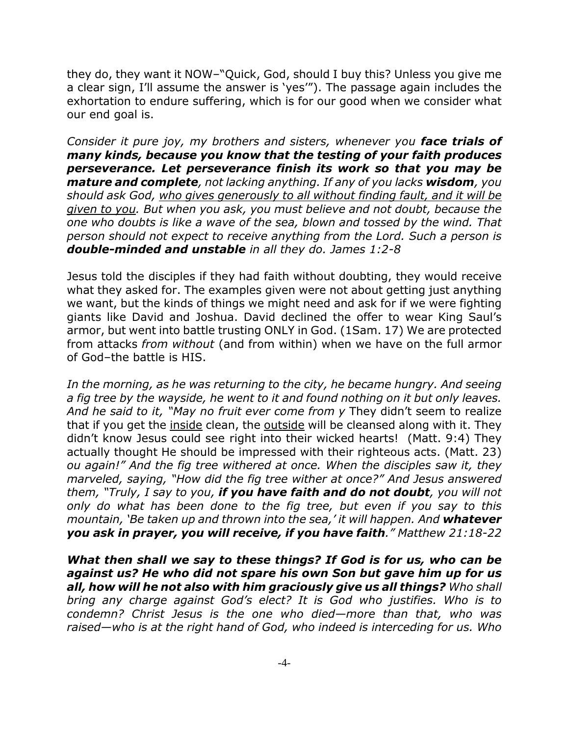they do, they want it NOW–"Quick, God, should I buy this? Unless you give me a clear sign, I'll assume the answer is 'yes'"). The passage again includes the exhortation to endure suffering, which is for our good when we consider what our end goal is.

*Consider it pure joy, my brothers and sisters, whenever you* ***face trials of many kinds, because you know that the testing of your faith produces perseverance. Let perseverance finish its work so that you may be mature and complete****, not lacking anything. If any of you lacks* ***wisdom****, you should ask God, <u>who gives generously to all without finding fault, and it will be given to you</u>. But when you ask, you must believe and not doubt, because the one who doubts is like a wave of the sea, blown and tossed by the wind. That person should not expect to receive anything from the Lord. Such a person is* ***double-minded and unstable*** *in all they do. James 1:2-8*

Jesus told the disciples if they had faith without doubting, they would receive what they asked for. The examples given were not about getting just anything we want, but the kinds of things we might need and ask for if we were fighting giants like David and Joshua. David declined the offer to wear King Saul's armor, but went into battle trusting ONLY in God. (1Sam. 17) We are protected from attacks *from without* (and from within) when we have on the full armor of God–the battle is HIS.

*In the morning, as he was returning to the city, he became hungry. And seeing a fig tree by the wayside, he went to it and found nothing on it but only leaves. And he said to it, "May no fruit ever come from y* They didn't seem to realize that if you get the <u>inside</u> clean, the <u>outside</u> will be cleansed along with it. They didn't know Jesus could see right into their wicked hearts! (Matt. 9:4) They actually thought He should be impressed with their righteous acts. (Matt. 23) *ou again!" And the fig tree withered at once. When the disciples saw it, they marveled, saying, "How did the fig tree wither at once?" And Jesus answered them, "Truly, I say to you,* ***if you have faith and do not doubt****, you will not only do what has been done to the fig tree, but even if you say to this mountain, 'Be taken up and thrown into the sea,' it will happen. And* ***whatever you ask in prayer, you will receive, if you have faith****." Matthew 21:18-22*

***What then shall we say to these things? If God is for us, who can be against us? He who did not spare his own Son but gave him up for us all, how will he not also with him graciously give us all things?*** *Who shall bring any charge against God's elect? It is God who justifies. Who is to condemn? Christ Jesus is the one who died—more than that, who was raised—who is at the right hand of God, who indeed is interceding for us. Who*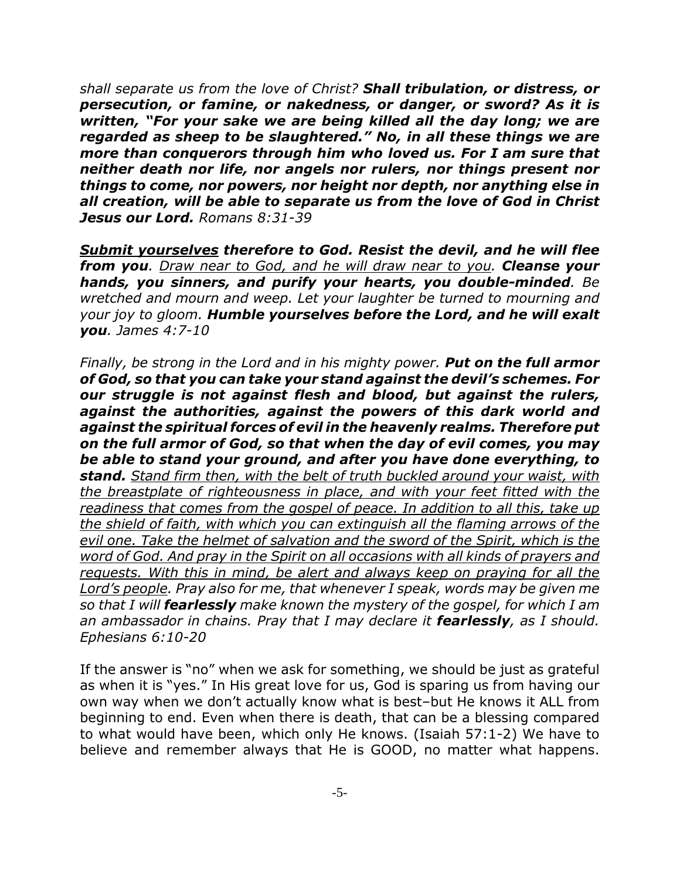*shall separate us from the love of Christ? **Shall tribulation, or distress, or persecution, or famine, or nakedness, or danger, or sword? As it is written, "For your sake we are being killed all the day long; we are regarded as sheep to be slaughtered." No, in all these things we are more than conquerors through him who loved us. For I am sure that neither death nor life, nor angels nor rulers, nor things present nor things to come, nor powers, nor height nor depth, nor anything else in all creation, will be able to separate us from the love of God in Christ Jesus our Lord.** Romans 8:31-39*

***<u>Submit yourselves</u> therefore to God. Resist the devil, and he will flee from you**. <u>Draw near to God, and he will draw near to you</u>. **Cleanse your hands, you sinners, and purify your hearts, you double-minded**. Be wretched and mourn and weep. Let your laughter be turned to mourning and your joy to gloom. **Humble yourselves before the Lord, and he will exalt you**. James 4:7-10*

*Finally, be strong in the Lord and in his mighty power. **Put on the full armor of God, so that you can take your stand against the devil's schemes. For our struggle is not against flesh and blood, but against the rulers, against the authorities, against the powers of this dark world and against the spiritual forces of evil in the heavenly realms. Therefore put on the full armor of God, so that when the day of evil comes, you may be able to stand your ground, and after you have done everything, to stand.** <u>Stand firm then, with the belt of truth buckled around your waist, with the breastplate of righteousness in place, and with your feet fitted with the readiness that comes from the gospel of peace. In addition to all this, take up the shield of faith, with which you can extinguish all the flaming arrows of the evil one. Take the helmet of salvation and the sword of the Spirit, which is the word of God. And pray in the Spirit on all occasions with all kinds of prayers and requests. With this in mind, be alert and always keep on praying for all the Lord's people</u>. Pray also for me, that whenever I speak, words may be given me so that I will **fearlessly** make known the mystery of the gospel, for which I am an ambassador in chains. Pray that I may declare it **fearlessly**, as I should. Ephesians 6:10-20*

If the answer is "no" when we ask for something, we should be just as grateful as when it is "yes." In His great love for us, God is sparing us from having our own way when we don't actually know what is best–but He knows it ALL from beginning to end. Even when there is death, that can be a blessing compared to what would have been, which only He knows. (Isaiah 57:1-2) We have to believe and remember always that He is GOOD, no matter what happens.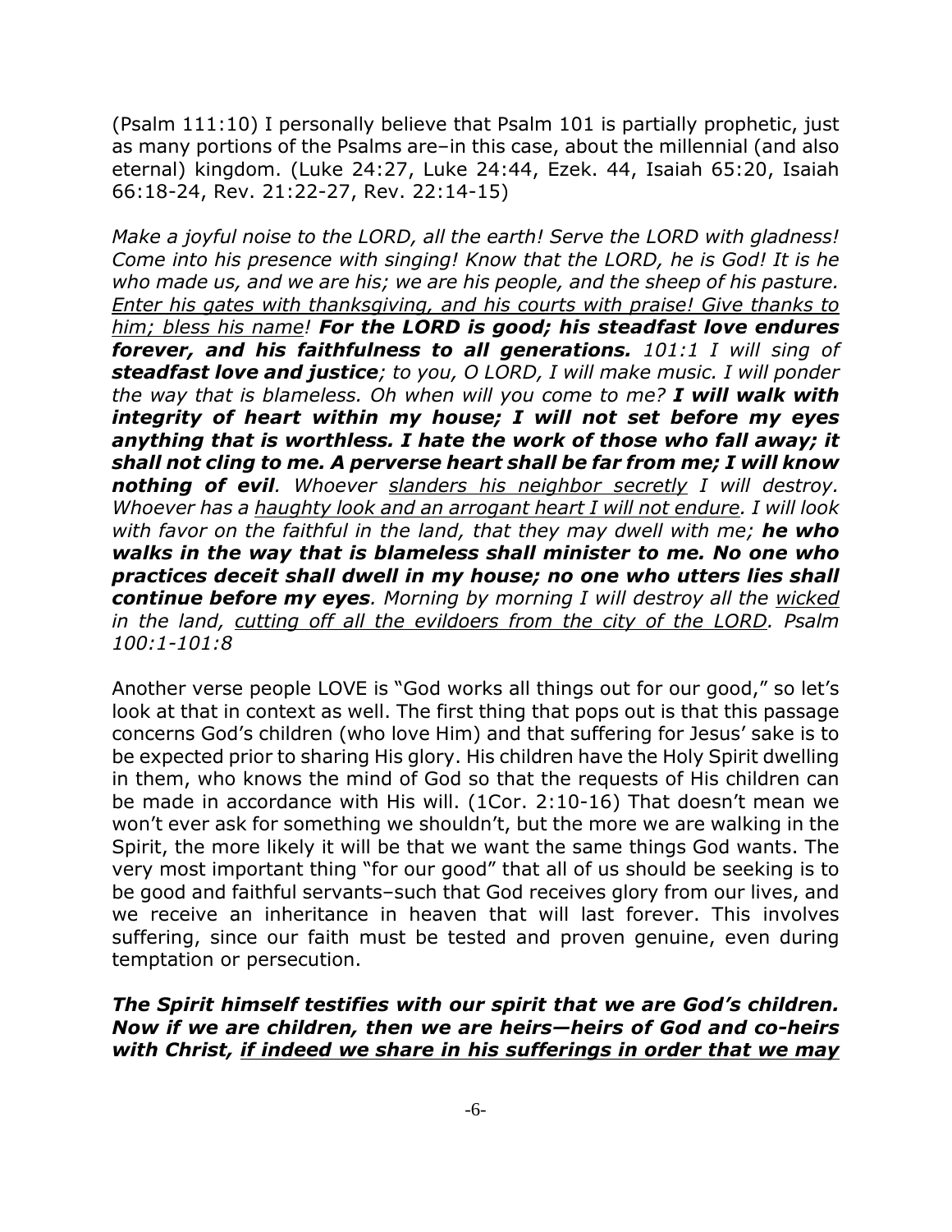(Psalm 111:10) I personally believe that Psalm 101 is partially prophetic, just as many portions of the Psalms are–in this case, about the millennial (and also eternal) kingdom. (Luke 24:27, Luke 24:44, Ezek. 44, Isaiah 65:20, Isaiah 66:18-24, Rev. 21:22-27, Rev. 22:14-15)

*Make a joyful noise to the LORD, all the earth! Serve the LORD with gladness! Come into his presence with singing! Know that the LORD, he is God! It is he who made us, and we are his; we are his people, and the sheep of his pasture. <u>Enter his gates with thanksgiving, and his courts with praise! Give thanks to him; bless his name</u>! **For the LORD is good; his steadfast love endures forever, and his faithfulness to all generations.** 101:1 I will sing of **steadfast love and justice**; to you, O LORD, I will make music. I will ponder the way that is blameless. Oh when will you come to me? **I will walk with integrity of heart within my house; I will not set before my eyes anything that is worthless. I hate the work of those who fall away; it shall not cling to me. A perverse heart shall be far from me; I will know nothing of evil**. Whoever <u>slanders his neighbor secretly</u> I will destroy. Whoever has a <u>haughty look and an arrogant heart I will not endure</u>. I will look with favor on the faithful in the land, that they may dwell with me; **he who walks in the way that is blameless shall minister to me. No one who practices deceit shall dwell in my house; no one who utters lies shall continue before my eyes**. Morning by morning I will destroy all the <u>wicked</u> in the land, <u>cutting off all the evildoers from the city of the LORD</u>. Psalm 100:1-101:8*

Another verse people LOVE is "God works all things out for our good," so let's look at that in context as well. The first thing that pops out is that this passage concerns God's children (who love Him) and that suffering for Jesus' sake is to be expected prior to sharing His glory. His children have the Holy Spirit dwelling in them, who knows the mind of God so that the requests of His children can be made in accordance with His will. (1Cor. 2:10-16) That doesn't mean we won't ever ask for something we shouldn't, but the more we are walking in the Spirit, the more likely it will be that we want the same things God wants. The very most important thing "for our good" that all of us should be seeking is to be good and faithful servants–such that God receives glory from our lives, and we receive an inheritance in heaven that will last forever. This involves suffering, since our faith must be tested and proven genuine, even during temptation or persecution.

***The Spirit himself testifies with our spirit that we are God's children. Now if we are children, then we are heirs—heirs of God and co-heirs with Christ, <u>if indeed we share in his sufferings in order that we may</u>***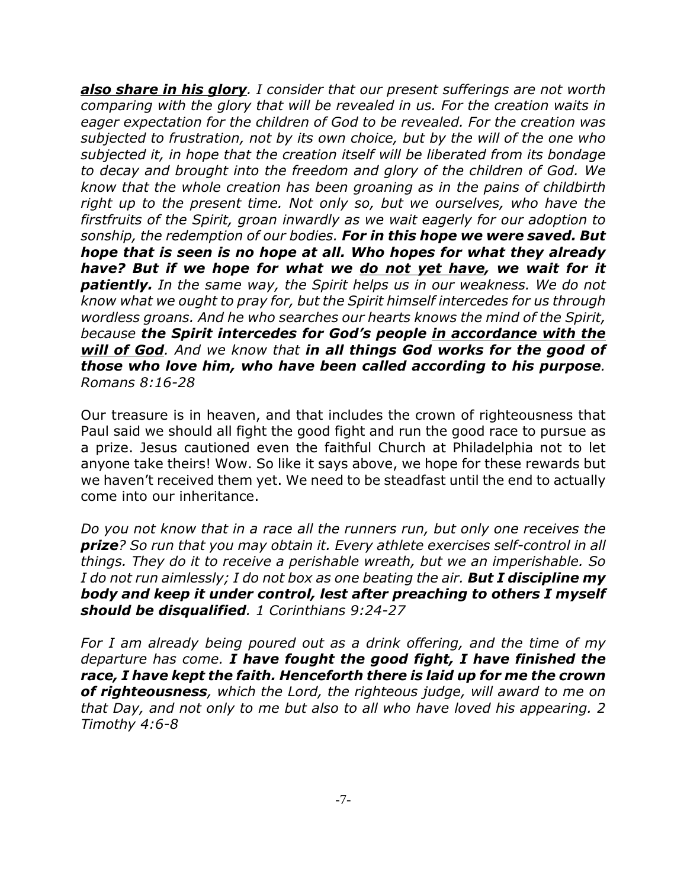***also share in his glory***. *I consider that our present sufferings are not worth comparing with the glory that will be revealed in us. For the creation waits in eager expectation for the children of God to be revealed. For the creation was subjected to frustration, not by its own choice, but by the will of the one who subjected it, in hope that the creation itself will be liberated from its bondage to decay and brought into the freedom and glory of the children of God. We know that the whole creation has been groaning as in the pains of childbirth right up to the present time. Not only so, but we ourselves, who have the firstfruits of the Spirit, groan inwardly as we wait eagerly for our adoption to sonship, the redemption of our bodies.* ***For in this hope we were saved. But hope that is seen is no hope at all. Who hopes for what they already have? But if we hope for what we do not yet have, we wait for it patiently.*** *In the same way, the Spirit helps us in our weakness. We do not know what we ought to pray for, but the Spirit himself intercedes for us through wordless groans. And he who searches our hearts knows the mind of the Spirit, because* ***the Spirit intercedes for God's people in accordance with the will of God***. *And we know that* ***in all things God works for the good of those who love him, who have been called according to his purpose***. *Romans 8:16-28*

Our treasure is in heaven, and that includes the crown of righteousness that Paul said we should all fight the good fight and run the good race to pursue as a prize. Jesus cautioned even the faithful Church at Philadelphia not to let anyone take theirs! Wow. So like it says above, we hope for these rewards but we haven't received them yet. We need to be steadfast until the end to actually come into our inheritance.

*Do you not know that in a race all the runners run, but only one receives the* ***prize****? So run that you may obtain it. Every athlete exercises self-control in all things. They do it to receive a perishable wreath, but we an imperishable. So I do not run aimlessly; I do not box as one beating the air.* ***But I discipline my body and keep it under control, lest after preaching to others I myself should be disqualified***. *1 Corinthians 9:24-27*

*For I am already being poured out as a drink offering, and the time of my departure has come.* ***I have fought the good fight, I have finished the race, I have kept the faith. Henceforth there is laid up for me the crown of righteousness****, which the Lord, the righteous judge, will award to me on that Day, and not only to me but also to all who have loved his appearing. 2 Timothy 4:6-8*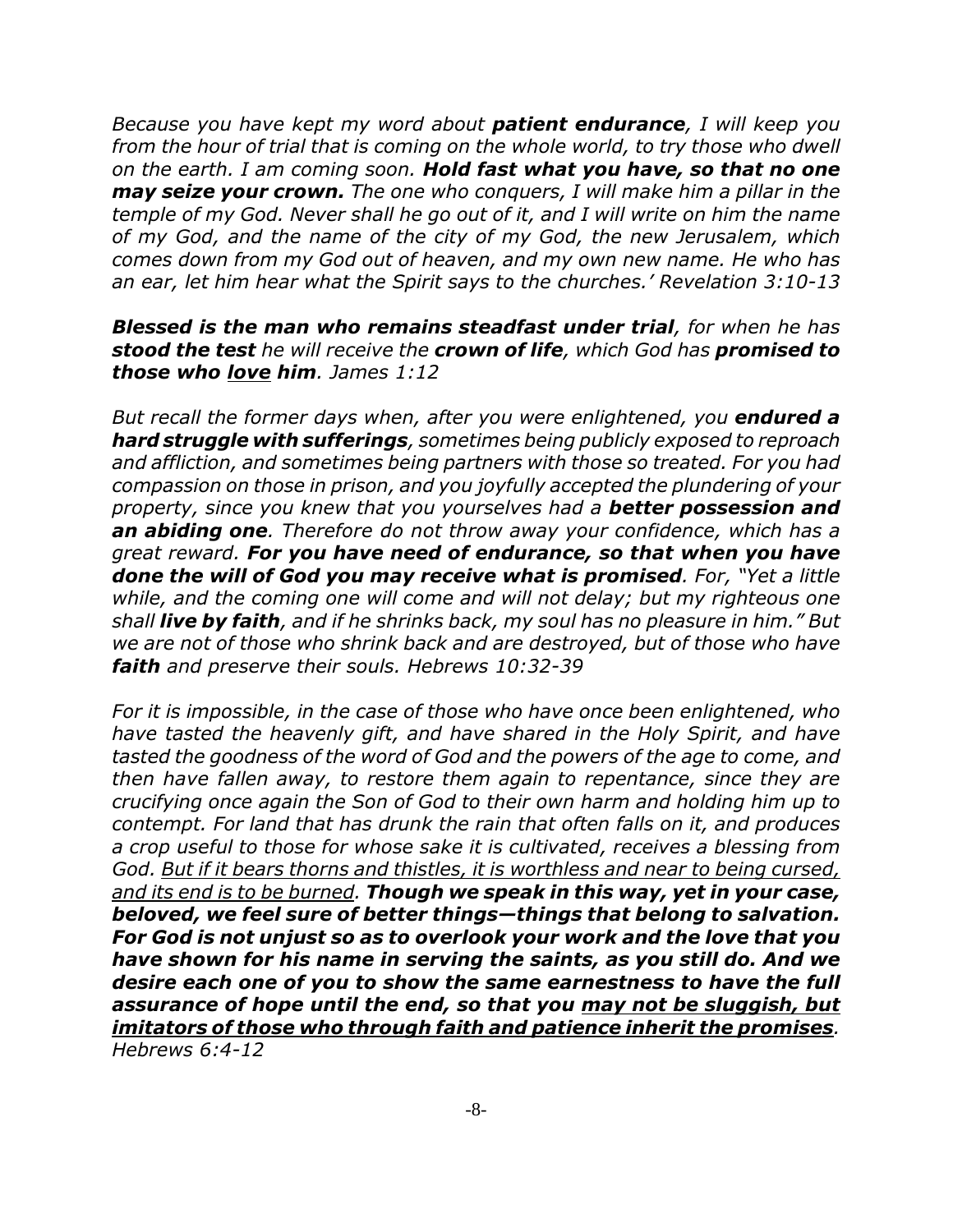*Because you have kept my word about* ***patient endurance****, I will keep you from the hour of trial that is coming on the whole world, to try those who dwell on the earth. I am coming soon.* ***Hold fast what you have, so that no one may seize your crown.*** *The one who conquers, I will make him a pillar in the temple of my God. Never shall he go out of it, and I will write on him the name of my God, and the name of the city of my God, the new Jerusalem, which comes down from my God out of heaven, and my own new name. He who has an ear, let him hear what the Spirit says to the churches.' Revelation 3:10-13*

***Blessed is the man who remains steadfast under trial****, for when he has* ***stood the test*** *he will receive the* ***crown of life****, which God has* ***promised to those who <u>love</u> him****. James 1:12*

*But recall the former days when, after you were enlightened, you* ***endured a hard struggle with sufferings****, sometimes being publicly exposed to reproach and affliction, and sometimes being partners with those so treated. For you had compassion on those in prison, and you joyfully accepted the plundering of your property, since you knew that you yourselves had a* ***better possession and an abiding one****. Therefore do not throw away your confidence, which has a great reward.* ***For you have need of endurance, so that when you have done the will of God you may receive what is promised****. For, "Yet a little while, and the coming one will come and will not delay; but my righteous one shall* ***live by faith****, and if he shrinks back, my soul has no pleasure in him." But we are not of those who shrink back and are destroyed, but of those who have* ***faith*** *and preserve their souls. Hebrews 10:32-39*

*For it is impossible, in the case of those who have once been enlightened, who have tasted the heavenly gift, and have shared in the Holy Spirit, and have tasted the goodness of the word of God and the powers of the age to come, and then have fallen away, to restore them again to repentance, since they are crucifying once again the Son of God to their own harm and holding him up to contempt. For land that has drunk the rain that often falls on it, and produces a crop useful to those for whose sake it is cultivated, receives a blessing from God. <u>But if it bears thorns and thistles, it is worthless and near to being cursed, and its end is to be burned</u>.* ***Though we speak in this way, yet in your case, beloved, we feel sure of better things—things that belong to salvation. For God is not unjust so as to overlook your work and the love that you have shown for his name in serving the saints, as you still do. And we desire each one of you to show the same earnestness to have the full assurance of hope until the end, so that you <u>may not be sluggish, but imitators of those who through faith and patience inherit the promises</u>****. Hebrews 6:4-12*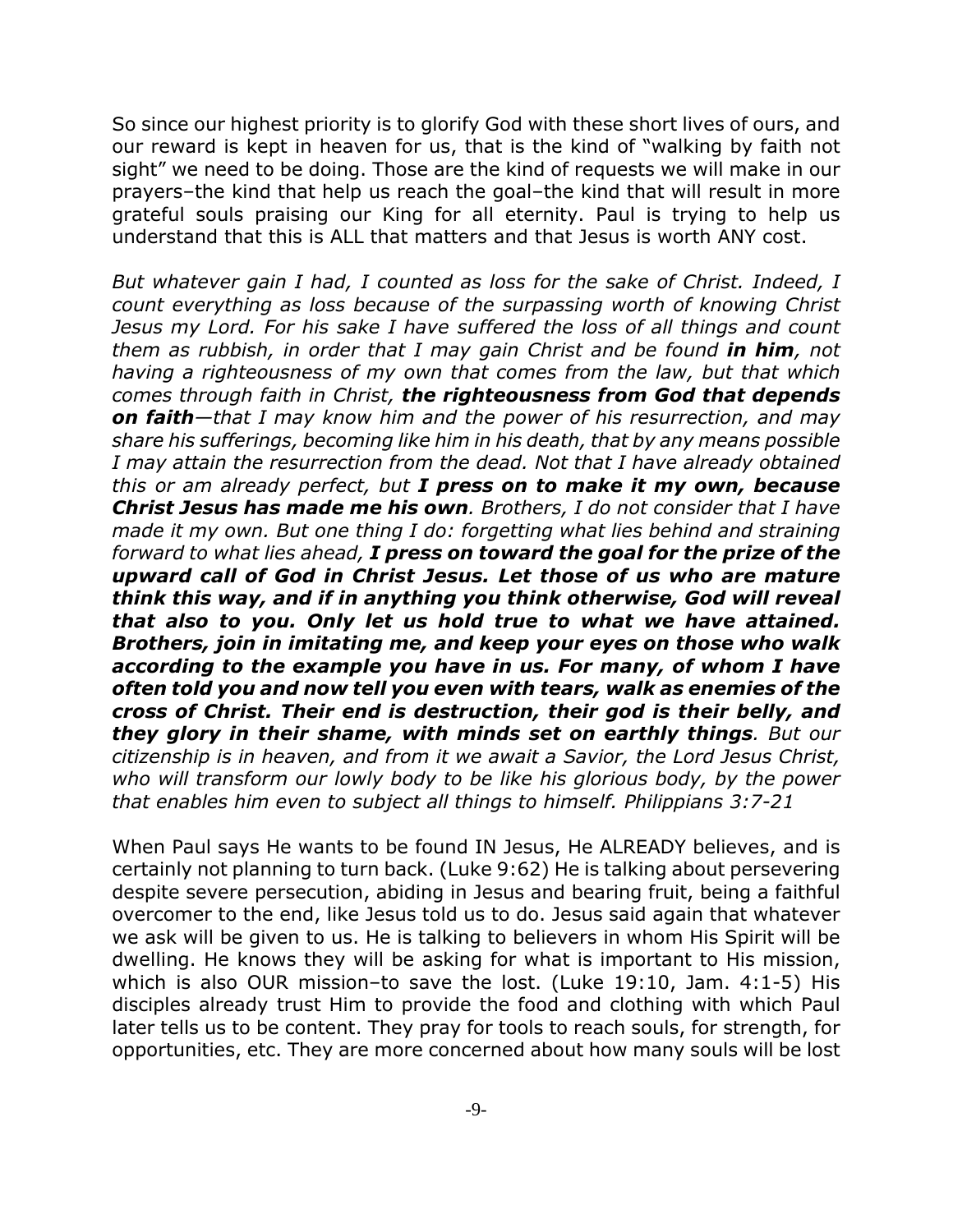So since our highest priority is to glorify God with these short lives of ours, and our reward is kept in heaven for us, that is the kind of "walking by faith not sight" we need to be doing. Those are the kind of requests we will make in our prayers–the kind that help us reach the goal–the kind that will result in more grateful souls praising our King for all eternity. Paul is trying to help us understand that this is ALL that matters and that Jesus is worth ANY cost.

*But whatever gain I had, I counted as loss for the sake of Christ. Indeed, I count everything as loss because of the surpassing worth of knowing Christ Jesus my Lord. For his sake I have suffered the loss of all things and count them as rubbish, in order that I may gain Christ and be found* ***in him****, not having a righteousness of my own that comes from the law, but that which comes through faith in Christ,* ***the righteousness from God that depends on faith****—that I may know him and the power of his resurrection, and may share his sufferings, becoming like him in his death, that by any means possible I may attain the resurrection from the dead. Not that I have already obtained this or am already perfect, but* ***I press on to make it my own, because Christ Jesus has made me his own****. Brothers, I do not consider that I have made it my own. But one thing I do: forgetting what lies behind and straining forward to what lies ahead,* ***I press on toward the goal for the prize of the upward call of God in Christ Jesus. Let those of us who are mature think this way, and if in anything you think otherwise, God will reveal that also to you. Only let us hold true to what we have attained. Brothers, join in imitating me, and keep your eyes on those who walk according to the example you have in us. For many, of whom I have often told you and now tell you even with tears, walk as enemies of the cross of Christ. Their end is destruction, their god is their belly, and they glory in their shame, with minds set on earthly things****. But our citizenship is in heaven, and from it we await a Savior, the Lord Jesus Christ, who will transform our lowly body to be like his glorious body, by the power that enables him even to subject all things to himself. Philippians 3:7-21*

When Paul says He wants to be found IN Jesus, He ALREADY believes, and is certainly not planning to turn back. (Luke 9:62) He is talking about persevering despite severe persecution, abiding in Jesus and bearing fruit, being a faithful overcomer to the end, like Jesus told us to do. Jesus said again that whatever we ask will be given to us. He is talking to believers in whom His Spirit will be dwelling. He knows they will be asking for what is important to His mission, which is also OUR mission–to save the lost. (Luke 19:10, Jam. 4:1-5) His disciples already trust Him to provide the food and clothing with which Paul later tells us to be content. They pray for tools to reach souls, for strength, for opportunities, etc. They are more concerned about how many souls will be lost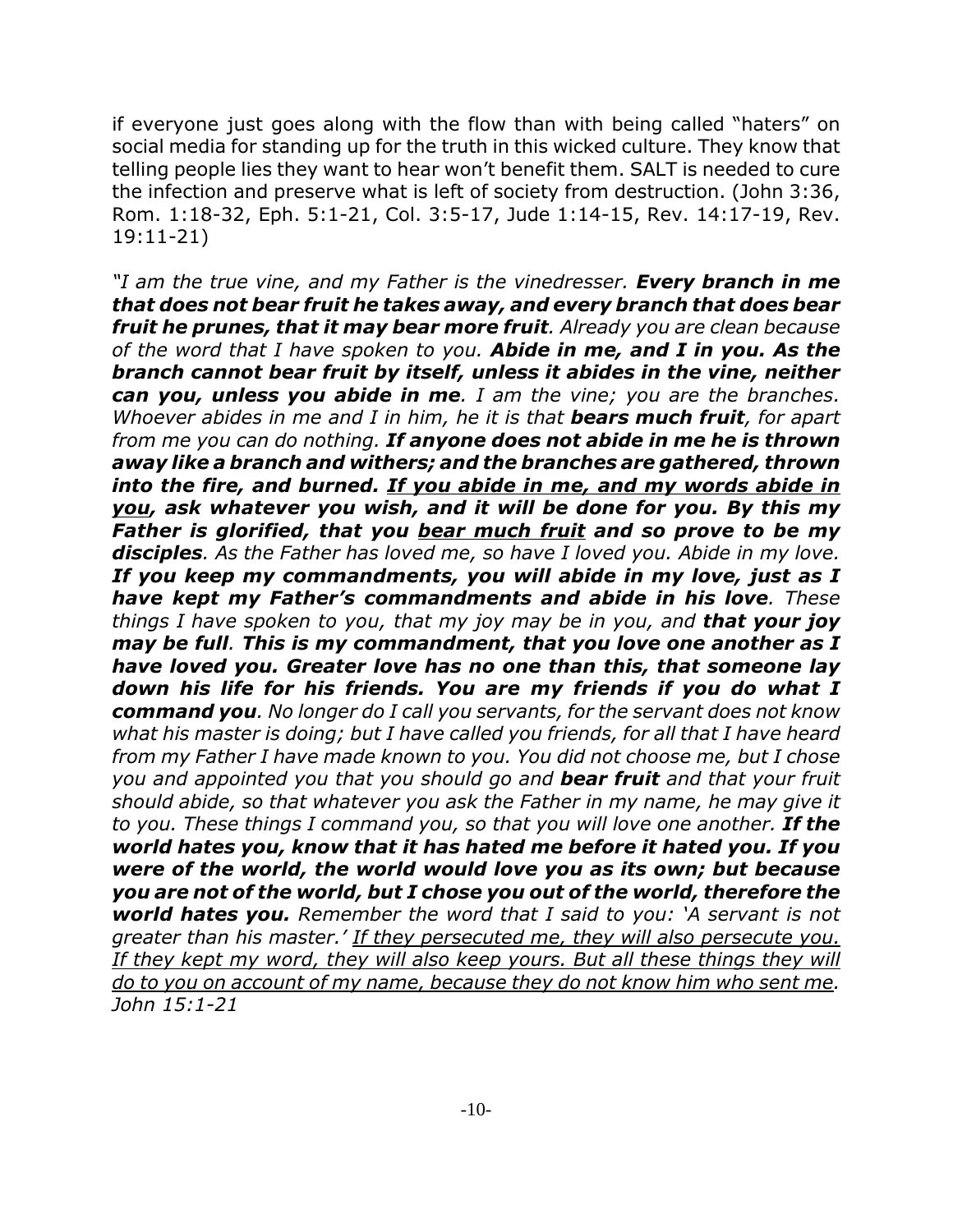if everyone just goes along with the flow than with being called "haters" on social media for standing up for the truth in this wicked culture. They know that telling people lies they want to hear won't benefit them. SALT is needed to cure the infection and preserve what is left of society from destruction. (John 3:36, Rom. 1:18-32, Eph. 5:1-21, Col. 3:5-17, Jude 1:14-15, Rev. 14:17-19, Rev. 19:11-21)

*"I am the true vine, and my Father is the vinedresser.* ***Every branch in me that does not bear fruit he takes away, and every branch that does bear fruit he prunes, that it may bear more fruit****. Already you are clean because of the word that I have spoken to you.* ***Abide in me, and I in you. As the branch cannot bear fruit by itself, unless it abides in the vine, neither can you, unless you abide in me****. I am the vine; you are the branches. Whoever abides in me and I in him, he it is that* ***bears much fruit****, for apart from me you can do nothing.* ***If anyone does not abide in me he is thrown away like a branch and withers; and the branches are gathered, thrown into the fire, and burned.*** ***<u>If you abide in me, and my words abide in you</u>, ask whatever you wish, and it will be done for you. By this my Father is glorified, that you <u>bear much fruit</u> and so prove to be my disciples****. As the Father has loved me, so have I loved you. Abide in my love.* ***If you keep my commandments, you will abide in my love, just as I have kept my Father's commandments and abide in his love****. These things I have spoken to you, that my joy may be in you, and* ***that your joy may be full****.* ***This is my commandment, that you love one another as I have loved you. Greater love has no one than this, that someone lay down his life for his friends. You are my friends if you do what I command you****. No longer do I call you servants, for the servant does not know what his master is doing; but I have called you friends, for all that I have heard from my Father I have made known to you. You did not choose me, but I chose you and appointed you that you should go and* ***bear fruit*** *and that your fruit should abide, so that whatever you ask the Father in my name, he may give it to you. These things I command you, so that you will love one another.* ***If the world hates you, know that it has hated me before it hated you. If you were of the world, the world would love you as its own; but because you are not of the world, but I chose you out of the world, therefore the world hates you.*** *Remember the word that I said to you: 'A servant is not greater than his master.' <u>If they persecuted me, they will also persecute you. If they kept my word, they will also keep yours. But all these things they will do to you on account of my name, because they do not know him who sent me</u>. John 15:1-21*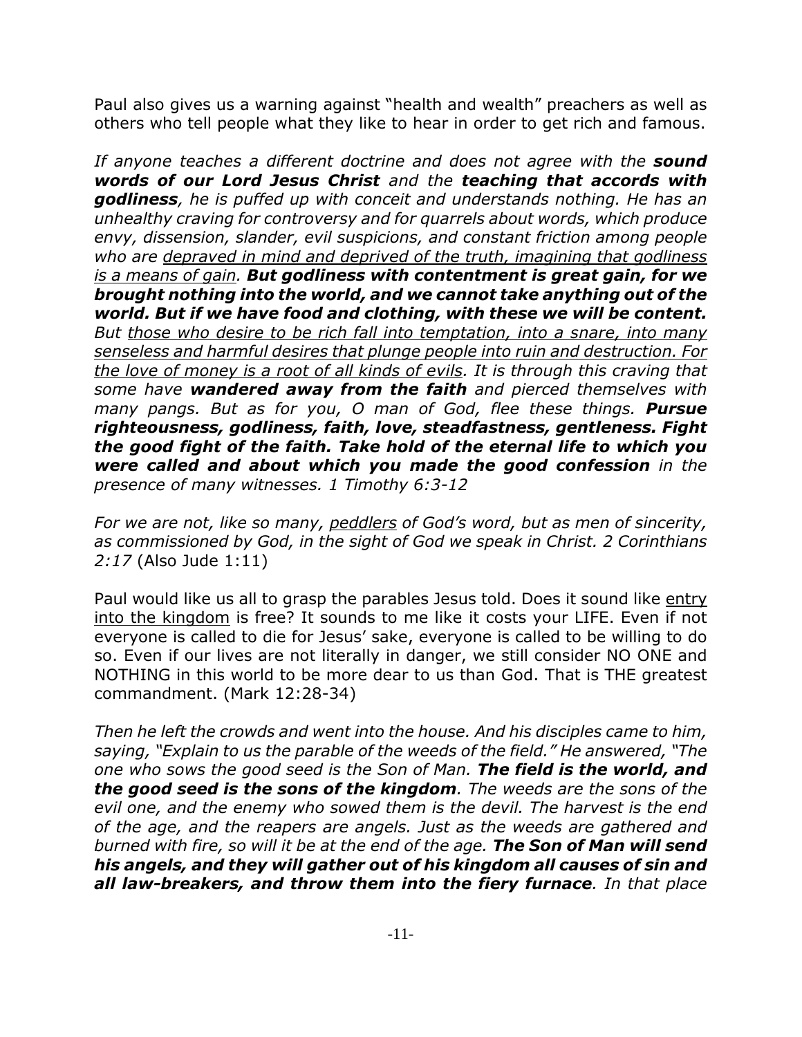Paul also gives us a warning against "health and wealth" preachers as well as others who tell people what they like to hear in order to get rich and famous.

*If anyone teaches a different doctrine and does not agree with the* ***sound words of our Lord Jesus Christ*** *and the* ***teaching that accords with godliness****, he is puffed up with conceit and understands nothing. He has an unhealthy craving for controversy and for quarrels about words, which produce envy, dissension, slander, evil suspicions, and constant friction among people who are* <u>*depraved in mind and deprived of the truth, imagining that godliness is a means of gain*</u>*.* ***But godliness with contentment is great gain, for we brought nothing into the world, and we cannot take anything out of the world. But if we have food and clothing, with these we will be content.*** *But* <u>*those who desire to be rich fall into temptation, into a snare, into many senseless and harmful desires that plunge people into ruin and destruction. For the love of money is a root of all kinds of evils*</u>*. It is through this craving that some have* ***wandered away from the faith*** *and pierced themselves with many pangs. But as for you, O man of God, flee these things.* ***Pursue righteousness, godliness, faith, love, steadfastness, gentleness. Fight the good fight of the faith. Take hold of the eternal life to which you were called and about which you made the good confession*** *in the presence of many witnesses. 1 Timothy 6:3-12*

*For we are not, like so many,* <u>*peddlers*</u> *of God's word, but as men of sincerity, as commissioned by God, in the sight of God we speak in Christ. 2 Corinthians 2:17* (Also Jude 1:11)

Paul would like us all to grasp the parables Jesus told. Does it sound like <u>entry into the kingdom</u> is free? It sounds to me like it costs your LIFE. Even if not everyone is called to die for Jesus' sake, everyone is called to be willing to do so. Even if our lives are not literally in danger, we still consider NO ONE and NOTHING in this world to be more dear to us than God. That is THE greatest commandment. (Mark 12:28-34)

*Then he left the crowds and went into the house. And his disciples came to him, saying, "Explain to us the parable of the weeds of the field." He answered, "The one who sows the good seed is the Son of Man.* ***The field is the world, and the good seed is the sons of the kingdom****. The weeds are the sons of the evil one, and the enemy who sowed them is the devil. The harvest is the end of the age, and the reapers are angels. Just as the weeds are gathered and burned with fire, so will it be at the end of the age.* ***The Son of Man will send his angels, and they will gather out of his kingdom all causes of sin and all law-breakers, and throw them into the fiery furnace****. In that place*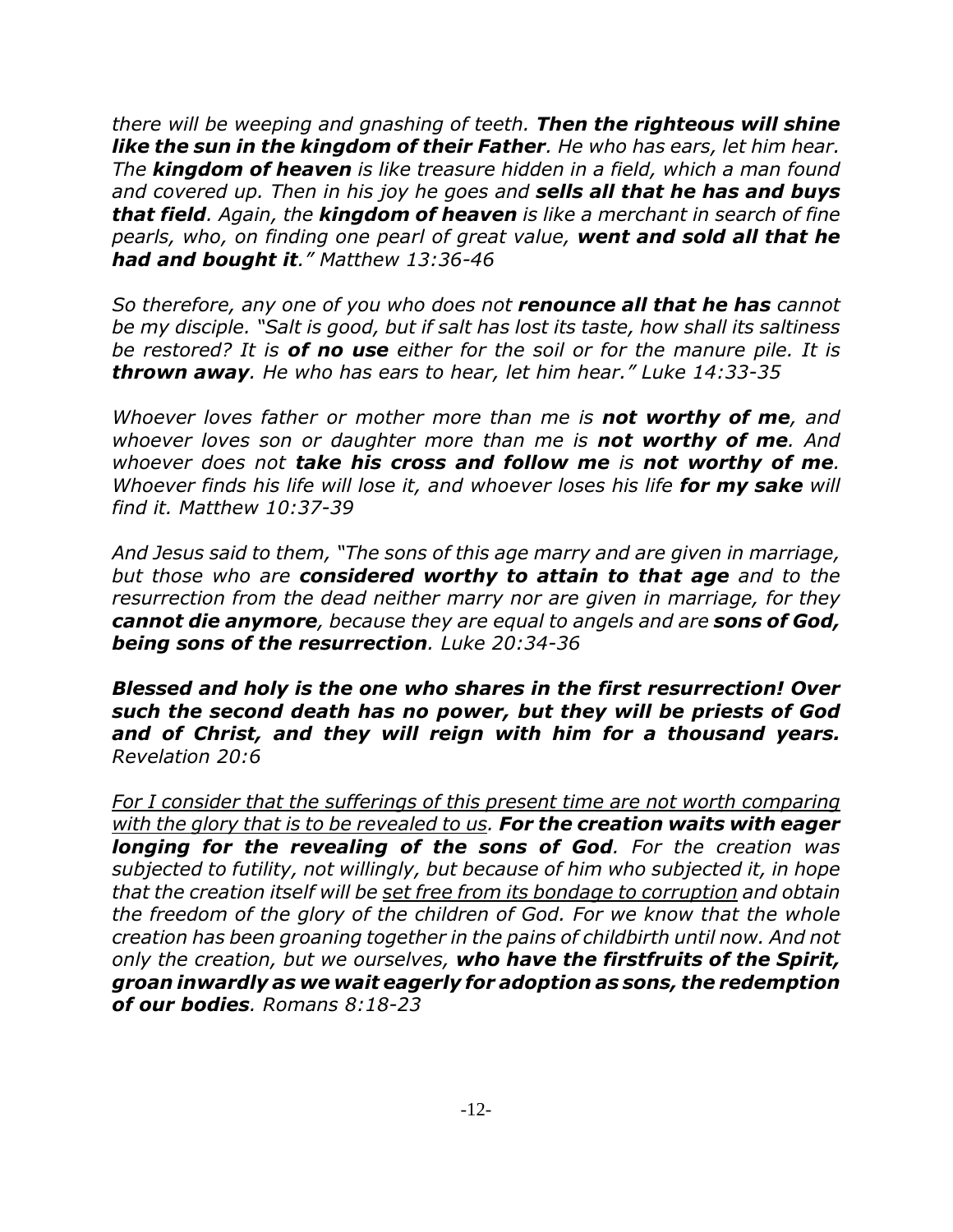*there will be weeping and gnashing of teeth. **Then the righteous will shine like the sun in the kingdom of their Father**. He who has ears, let him hear. The **kingdom of heaven** is like treasure hidden in a field, which a man found and covered up. Then in his joy he goes and **sells all that he has and buys that field**. Again, the **kingdom of heaven** is like a merchant in search of fine pearls, who, on finding one pearl of great value, **went and sold all that he had and bought it**." Matthew 13:36-46*

*So therefore, any one of you who does not **renounce all that he has** cannot be my disciple. "Salt is good, but if salt has lost its taste, how shall its saltiness be restored? It is **of no use** either for the soil or for the manure pile. It is **thrown away**. He who has ears to hear, let him hear." Luke 14:33-35*

*Whoever loves father or mother more than me is **not worthy of me**, and whoever loves son or daughter more than me is **not worthy of me**. And whoever does not **take his cross and follow me** is **not worthy of me**. Whoever finds his life will lose it, and whoever loses his life **for my sake** will find it. Matthew 10:37-39*

*And Jesus said to them, "The sons of this age marry and are given in marriage, but those who are **considered worthy to attain to that age** and to the resurrection from the dead neither marry nor are given in marriage, for they **cannot die anymore**, because they are equal to angels and are **sons of God, being sons of the resurrection**. Luke 20:34-36*

***Blessed and holy is the one who shares in the first resurrection! Over such the second death has no power, but they will be priests of God and of Christ, and they will reign with him for a thousand years.*** *Revelation 20:6*

*<u>For I consider that the sufferings of this present time are not worth comparing with the glory that is to be revealed to us</u>. **For the creation waits with eager longing for the revealing of the sons of God**. For the creation was subjected to futility, not willingly, but because of him who subjected it, in hope that the creation itself will be <u>set free from its bondage to corruption</u> and obtain the freedom of the glory of the children of God. For we know that the whole creation has been groaning together in the pains of childbirth until now. And not only the creation, but we ourselves, **who have the firstfruits of the Spirit, groan inwardly as we wait eagerly for adoption as sons, the redemption of our bodies**. Romans 8:18-23*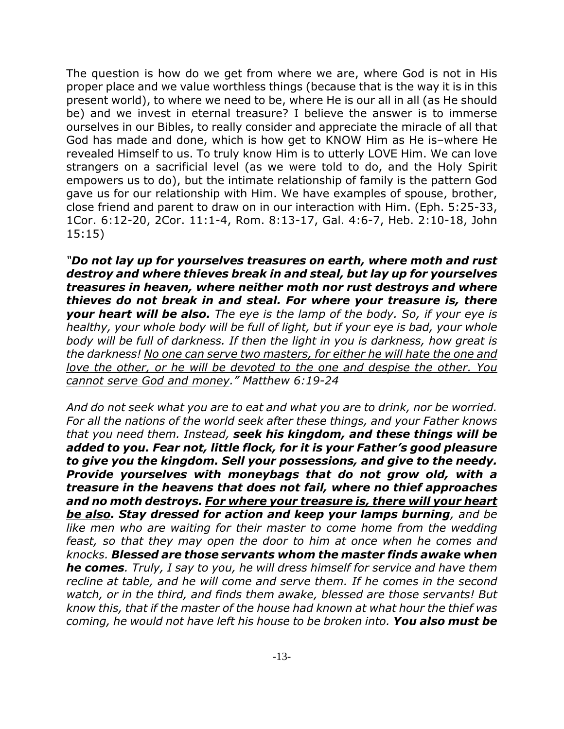The question is how do we get from where we are, where God is not in His proper place and we value worthless things (because that is the way it is in this present world), to where we need to be, where He is our all in all (as He should be) and we invest in eternal treasure? I believe the answer is to immerse ourselves in our Bibles, to really consider and appreciate the miracle of all that God has made and done, which is how get to KNOW Him as He is–where He revealed Himself to us. To truly know Him is to utterly LOVE Him. We can love strangers on a sacrificial level (as we were told to do, and the Holy Spirit empowers us to do), but the intimate relationship of family is the pattern God gave us for our relationship with Him. We have examples of spouse, brother, close friend and parent to draw on in our interaction with Him. (Eph. 5:25-33, 1Cor. 6:12-20, 2Cor. 11:1-4, Rom. 8:13-17, Gal. 4:6-7, Heb. 2:10-18, John 15:15)

*"**Do not lay up for yourselves treasures on earth, where moth and rust destroy and where thieves break in and steal, but lay up for yourselves treasures in heaven, where neither moth nor rust destroys and where thieves do not break in and steal. For where your treasure is, there your heart will be also.** The eye is the lamp of the body. So, if your eye is healthy, your whole body will be full of light, but if your eye is bad, your whole body will be full of darkness. If then the light in you is darkness, how great is the darkness! <u>No one can serve two masters, for either he will hate the one and love the other, or he will be devoted to the one and despise the other. You cannot serve God and money</u>." Matthew 6:19-24*

*And do not seek what you are to eat and what you are to drink, nor be worried. For all the nations of the world seek after these things, and your Father knows that you need them. Instead, **seek his kingdom, and these things will be added to you. Fear not, little flock, for it is your Father's good pleasure to give you the kingdom. Sell your possessions, and give to the needy. Provide yourselves with moneybags that do not grow old, with a treasure in the heavens that does not fail, where no thief approaches and no moth destroys. <u>For where your treasure is, there will your heart be also</u>. Stay dressed for action and keep your lamps burning**, and be like men who are waiting for their master to come home from the wedding feast, so that they may open the door to him at once when he comes and knocks. **Blessed are those servants whom the master finds awake when he comes**. Truly, I say to you, he will dress himself for service and have them recline at table, and he will come and serve them. If he comes in the second watch, or in the third, and finds them awake, blessed are those servants! But know this, that if the master of the house had known at what hour the thief was coming, he would not have left his house to be broken into. **You also must be***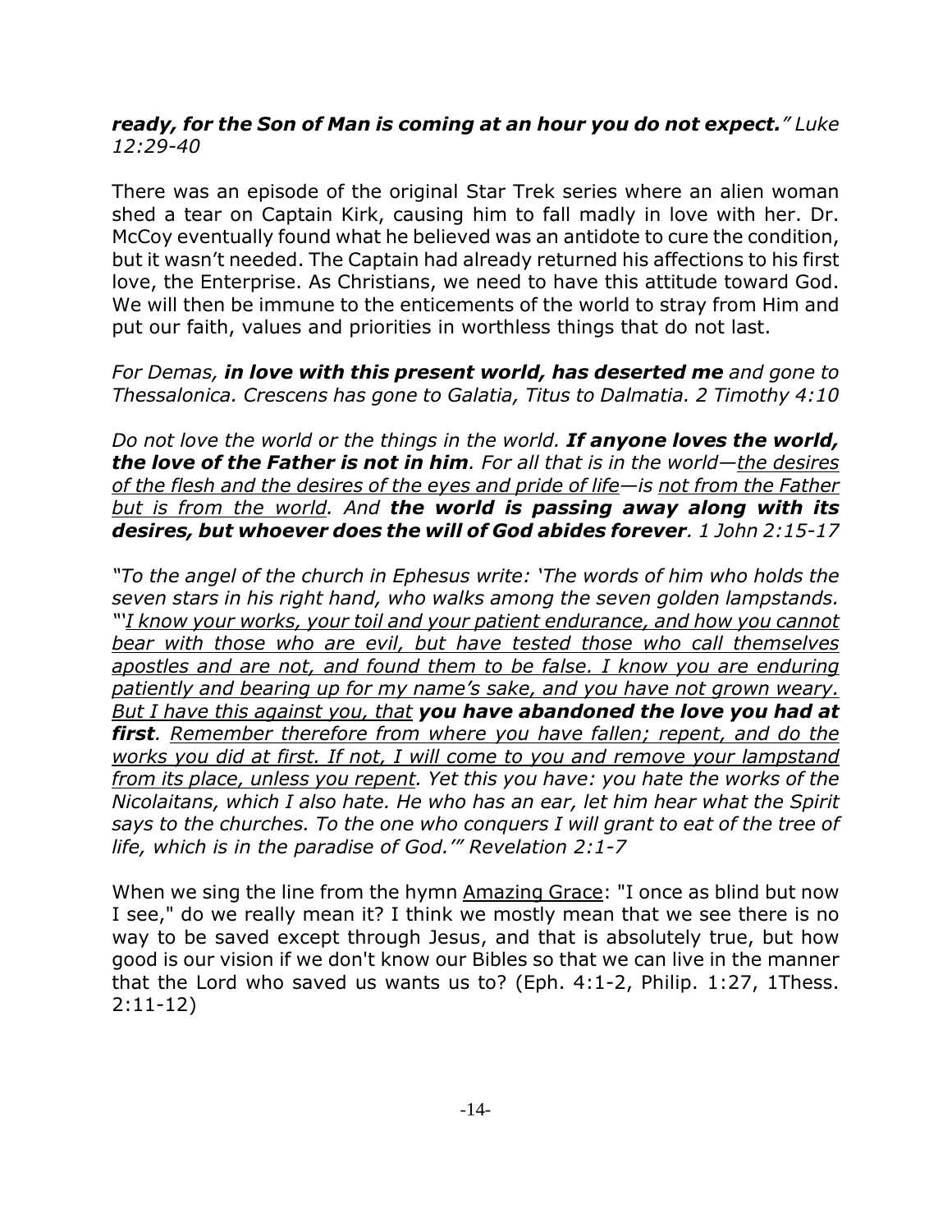***ready, for the Son of Man is coming at an hour you do not expect.**" Luke 12:29-40*

There was an episode of the original Star Trek series where an alien woman shed a tear on Captain Kirk, causing him to fall madly in love with her. Dr. McCoy eventually found what he believed was an antidote to cure the condition, but it wasn't needed. The Captain had already returned his affections to his first love, the Enterprise. As Christians, we need to have this attitude toward God. We will then be immune to the enticements of the world to stray from Him and put our faith, values and priorities in worthless things that do not last.

*For Demas, **in love with this present world, has deserted me** and gone to Thessalonica. Crescens has gone to Galatia, Titus to Dalmatia. 2 Timothy 4:10*

*Do not love the world or the things in the world. **If anyone loves the world, the love of the Father is not in him**. For all that is in the world—<u>the desires of the flesh and the desires of the eyes and pride of life</u>—is <u>not from the Father but is from the world</u>. And **the world is passing away along with its desires, but whoever does the will of God abides forever**. 1 John 2:15-17*

*"To the angel of the church in Ephesus write: 'The words of him who holds the seven stars in his right hand, who walks among the seven golden lampstands. "'<u>I know your works, your toil and your patient endurance, and how you cannot bear with those who are evil, but have tested those who call themselves apostles and are not, and found them to be false. I know you are enduring patiently and bearing up for my name's sake, and you have not grown weary. But I have this against you, that</u> **you have abandoned the love you had at first**. <u>Remember therefore from where you have fallen; repent, and do the works you did at first. If not, I will come to you and remove your lampstand from its place, unless you repent</u>. Yet this you have: you hate the works of the Nicolaitans, which I also hate. He who has an ear, let him hear what the Spirit says to the churches. To the one who conquers I will grant to eat of the tree of life, which is in the paradise of God.'" Revelation 2:1-7*

When we sing the line from the hymn <u>Amazing Grace</u>: "I once as blind but now I see," do we really mean it? I think we mostly mean that we see there is no way to be saved except through Jesus, and that is absolutely true, but how good is our vision if we don't know our Bibles so that we can live in the manner that the Lord who saved us wants us to? (Eph. 4:1-2, Philip. 1:27, 1Thess. 2:11-12)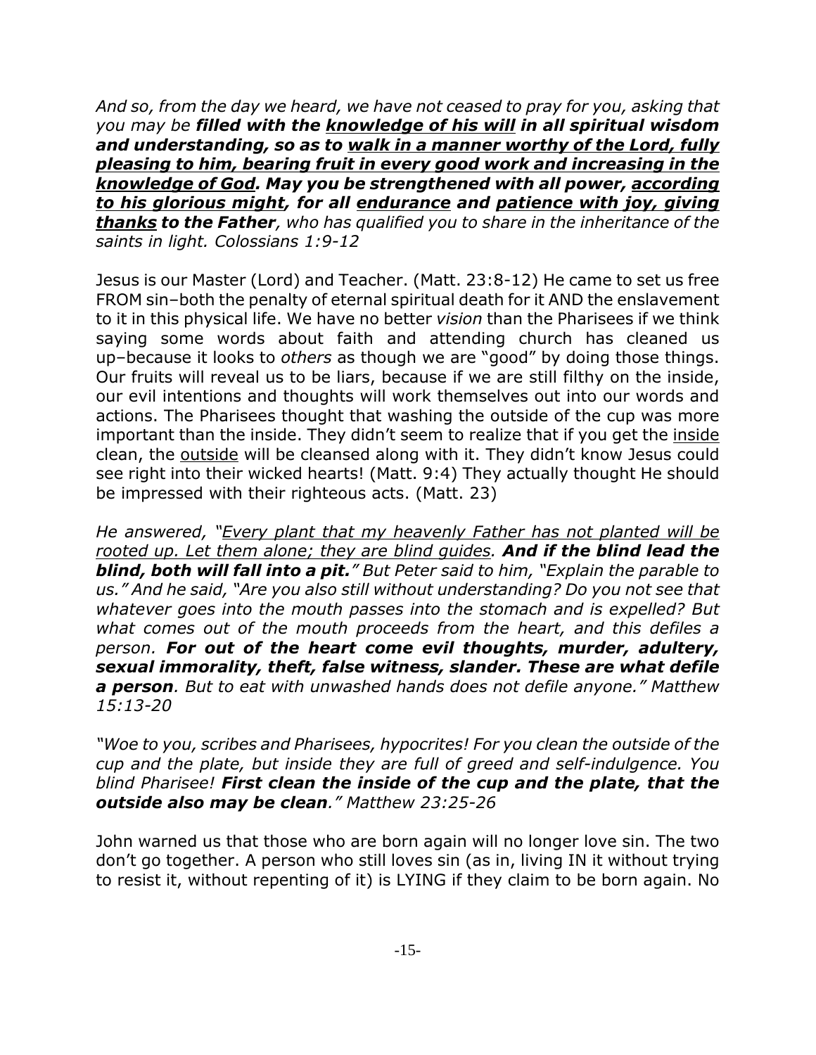*And so, from the day we heard, we have not ceased to pray for you, asking that you may be* ***filled with the <u>knowledge of his will</u> in all spiritual wisdom and understanding, so as to <u>walk in a manner worthy of the Lord, fully pleasing to him, bearing fruit in every good work and increasing in the knowledge of God</u>. May you be strengthened with all power, <u>according to his glorious might</u>, for all <u>endurance</u> and <u>patience with joy, giving thanks</u> to the Father****, who has qualified you to share in the inheritance of the saints in light. Colossians 1:9-12*

Jesus is our Master (Lord) and Teacher. (Matt. 23:8-12) He came to set us free FROM sin–both the penalty of eternal spiritual death for it AND the enslavement to it in this physical life. We have no better *vision* than the Pharisees if we think saying some words about faith and attending church has cleaned us up–because it looks to *others* as though we are "good" by doing those things. Our fruits will reveal us to be liars, because if we are still filthy on the inside, our evil intentions and thoughts will work themselves out into our words and actions. The Pharisees thought that washing the outside of the cup was more important than the inside. They didn't seem to realize that if you get the <u>inside</u> clean, the <u>outside</u> will be cleansed along with it. They didn't know Jesus could see right into their wicked hearts! (Matt. 9:4) They actually thought He should be impressed with their righteous acts. (Matt. 23)

*He answered, "<u>Every plant that my heavenly Father has not planted will be rooted up. Let them alone; they are blind guides</u>.* ***And if the blind lead the blind, both will fall into a pit.****" But Peter said to him, "Explain the parable to us." And he said, "Are you also still without understanding? Do you not see that whatever goes into the mouth passes into the stomach and is expelled? But what comes out of the mouth proceeds from the heart, and this defiles a person.* ***For out of the heart come evil thoughts, murder, adultery, sexual immorality, theft, false witness, slander. These are what defile a person****. But to eat with unwashed hands does not defile anyone." Matthew 15:13-20*

*"Woe to you, scribes and Pharisees, hypocrites! For you clean the outside of the cup and the plate, but inside they are full of greed and self-indulgence. You blind Pharisee!* ***First clean the inside of the cup and the plate, that the outside also may be clean****." Matthew 23:25-26*

John warned us that those who are born again will no longer love sin. The two don't go together. A person who still loves sin (as in, living IN it without trying to resist it, without repenting of it) is LYING if they claim to be born again. No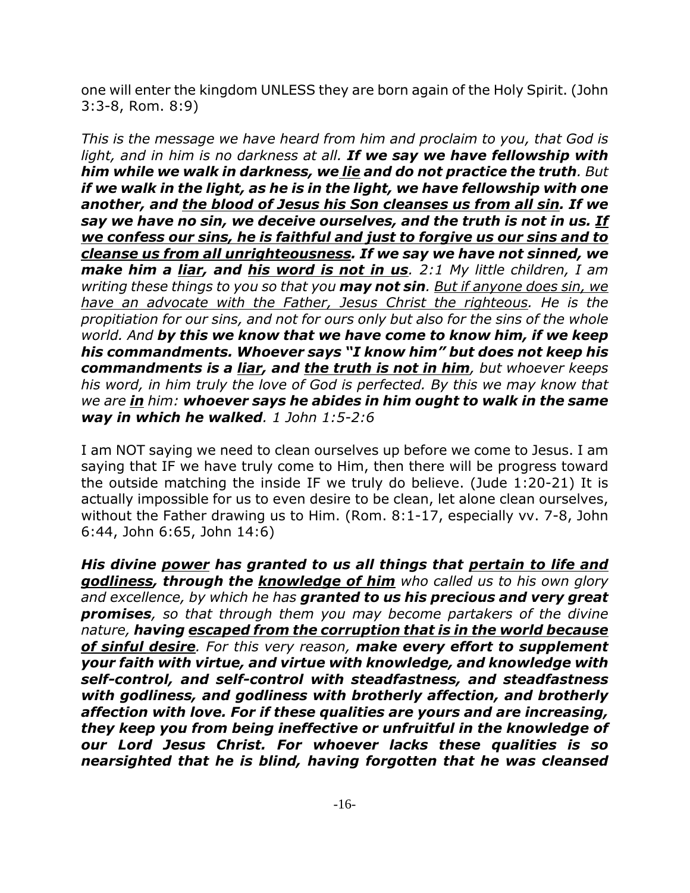one will enter the kingdom UNLESS they are born again of the Holy Spirit. (John 3:3-8, Rom. 8:9)

*This is the message we have heard from him and proclaim to you, that God is light, and in him is no darkness at all.* ***If we say we have fellowship with him while we walk in darkness, we <u>lie</u> and do not practice the truth****. But* ***if we walk in the light, as he is in the light, we have fellowship with one another, and <u>the blood of Jesus his Son cleanses us from all sin</u>. If we say we have no sin, we deceive ourselves, and the truth is not in us. <u>If we confess our sins, he is faithful and just to forgive us our sins and to cleanse us from all unrighteousness</u>. If we say we have not sinned, we make him a <u>liar</u>, and <u>his word is not in us</u>****. 2:1 My little children, I am writing these things to you so that you* ***may not sin****. <u>But if anyone does sin, we have an advocate with the Father, Jesus Christ the righteous</u>. He is the propitiation for our sins, and not for ours only but also for the sins of the whole world. And* ***by this we know that we have come to know him, if we keep his commandments. Whoever says "I know him" but does not keep his commandments is a <u>liar</u>, and <u>the truth is not in him</u>****, but whoever keeps his word, in him truly the love of God is perfected. By this we may know that we are* ***<u>in</u>*** *him:* ***whoever says he abides in him ought to walk in the same way in which he walked****. 1 John 1:5-2:6*

I am NOT saying we need to clean ourselves up before we come to Jesus. I am saying that IF we have truly come to Him, then there will be progress toward the outside matching the inside IF we truly do believe. (Jude 1:20-21) It is actually impossible for us to even desire to be clean, let alone clean ourselves, without the Father drawing us to Him. (Rom. 8:1-17, especially vv. 7-8, John 6:44, John 6:65, John 14:6)

***His divine <u>power</u> has granted to us all things that <u>pertain to life and godliness</u>, through the <u>knowledge of him</u>*** *who called us to his own glory and excellence, by which he has* ***granted to us his precious and very great promises****, so that through them you may become partakers of the divine nature,* ***having <u>escaped from the corruption that is in the world because of sinful desire</u>****. For this very reason,* ***make every effort to supplement your faith with virtue, and virtue with knowledge, and knowledge with self-control, and self-control with steadfastness, and steadfastness with godliness, and godliness with brotherly affection, and brotherly affection with love. For if these qualities are yours and are increasing, they keep you from being ineffective or unfruitful in the knowledge of our Lord Jesus Christ. For whoever lacks these qualities is so nearsighted that he is blind, having forgotten that he was cleansed***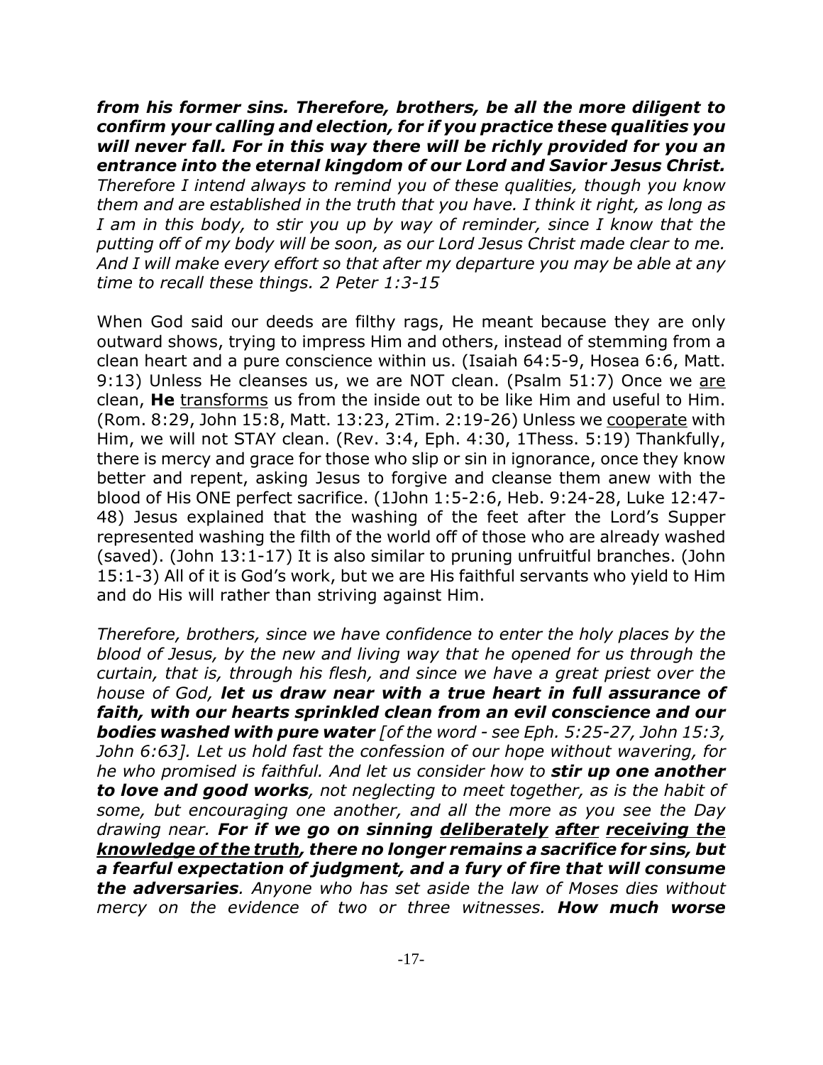*from his former sins. Therefore, brothers, be all the more diligent to confirm your calling and election, for if you practice these qualities you will never fall. For in this way there will be richly provided for you an entrance into the eternal kingdom of our Lord and Savior Jesus Christ.* *Therefore I intend always to remind you of these qualities, though you know them and are established in the truth that you have. I think it right, as long as I am in this body, to stir you up by way of reminder, since I know that the putting off of my body will be soon, as our Lord Jesus Christ made clear to me. And I will make every effort so that after my departure you may be able at any time to recall these things. 2 Peter 1:3-15*

When God said our deeds are filthy rags, He meant because they are only outward shows, trying to impress Him and others, instead of stemming from a clean heart and a pure conscience within us. (Isaiah 64:5-9, Hosea 6:6, Matt. 9:13) Unless He cleanses us, we are NOT clean. (Psalm 51:7) Once we <u>are</u> clean, **He** <u>transforms</u> us from the inside out to be like Him and useful to Him. (Rom. 8:29, John 15:8, Matt. 13:23, 2Tim. 2:19-26) Unless we <u>cooperate</u> with Him, we will not STAY clean. (Rev. 3:4, Eph. 4:30, 1Thess. 5:19) Thankfully, there is mercy and grace for those who slip or sin in ignorance, once they know better and repent, asking Jesus to forgive and cleanse them anew with the blood of His ONE perfect sacrifice. (1John 1:5-2:6, Heb. 9:24-28, Luke 12:47-48) Jesus explained that the washing of the feet after the Lord's Supper represented washing the filth of the world off of those who are already washed (saved). (John 13:1-17) It is also similar to pruning unfruitful branches. (John 15:1-3) All of it is God's work, but we are His faithful servants who yield to Him and do His will rather than striving against Him.

*Therefore, brothers, since we have confidence to enter the holy places by the blood of Jesus, by the new and living way that he opened for us through the curtain, that is, through his flesh, and since we have a great priest over the house of God,* ***let us draw near with a true heart in full assurance of faith, with our hearts sprinkled clean from an evil conscience and our bodies washed with pure water*** *[of the word - see Eph. 5:25-27, John 15:3, John 6:63]. Let us hold fast the confession of our hope without wavering, for he who promised is faithful. And let us consider how to* ***stir up one another to love and good works****, not neglecting to meet together, as is the habit of some, but encouraging one another, and all the more as you see the Day drawing near.* ***For if we go on sinning <u>deliberately</u> <u>after</u> <u>receiving the knowledge of the truth</u>, there no longer remains a sacrifice for sins, but a fearful expectation of judgment, and a fury of fire that will consume the adversaries****. Anyone who has set aside the law of Moses dies without mercy on the evidence of two or three witnesses.* ***How much worse***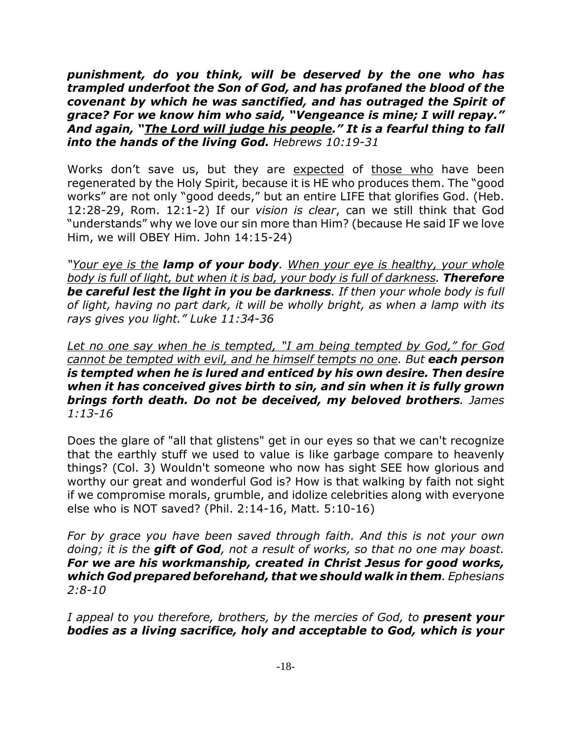***punishment, do you think, will be deserved by the one who has trampled underfoot the Son of God, and has profaned the blood of the covenant by which he was sanctified, and has outraged the Spirit of grace? For we know him who said, "Vengeance is mine; I will repay." And again, "The Lord will judge his people." It is a fearful thing to fall into the hands of the living God.*** *Hebrews 10:19-31*

Works don't save us, but they are expected of those who have been regenerated by the Holy Spirit, because it is HE who produces them. The "good works" are not only "good deeds," but an entire LIFE that glorifies God. (Heb. 12:28-29, Rom. 12:1-2) If our *vision is clear*, can we still think that God "understands" why we love our sin more than Him? (because He said IF we love Him, we will OBEY Him. John 14:15-24)

*"Your eye is the **lamp of your body**. When your eye is healthy, your whole body is full of light, but when it is bad, your body is full of darkness. **Therefore be careful lest the light in you be darkness**. If then your whole body is full of light, having no part dark, it will be wholly bright, as when a lamp with its rays gives you light." Luke 11:34-36*

*Let no one say when he is tempted, "I am being tempted by God," for God cannot be tempted with evil, and he himself tempts no one. But **each person is tempted when he is lured and enticed by his own desire. Then desire when it has conceived gives birth to sin, and sin when it is fully grown brings forth death. Do not be deceived, my beloved brothers**. James 1:13-16*

Does the glare of "all that glistens" get in our eyes so that we can't recognize that the earthly stuff we used to value is like garbage compare to heavenly things? (Col. 3) Wouldn't someone who now has sight SEE how glorious and worthy our great and wonderful God is? How is that walking by faith not sight if we compromise morals, grumble, and idolize celebrities along with everyone else who is NOT saved? (Phil. 2:14-16, Matt. 5:10-16)

*For by grace you have been saved through faith. And this is not your own doing; it is the **gift of God**, not a result of works, so that no one may boast. **For we are his workmanship, created in Christ Jesus for good works, which God prepared beforehand, that we should walk in them**. Ephesians 2:8-10*

*I appeal to you therefore, brothers, by the mercies of God, to **present your bodies as a living sacrifice, holy and acceptable to God, which is your***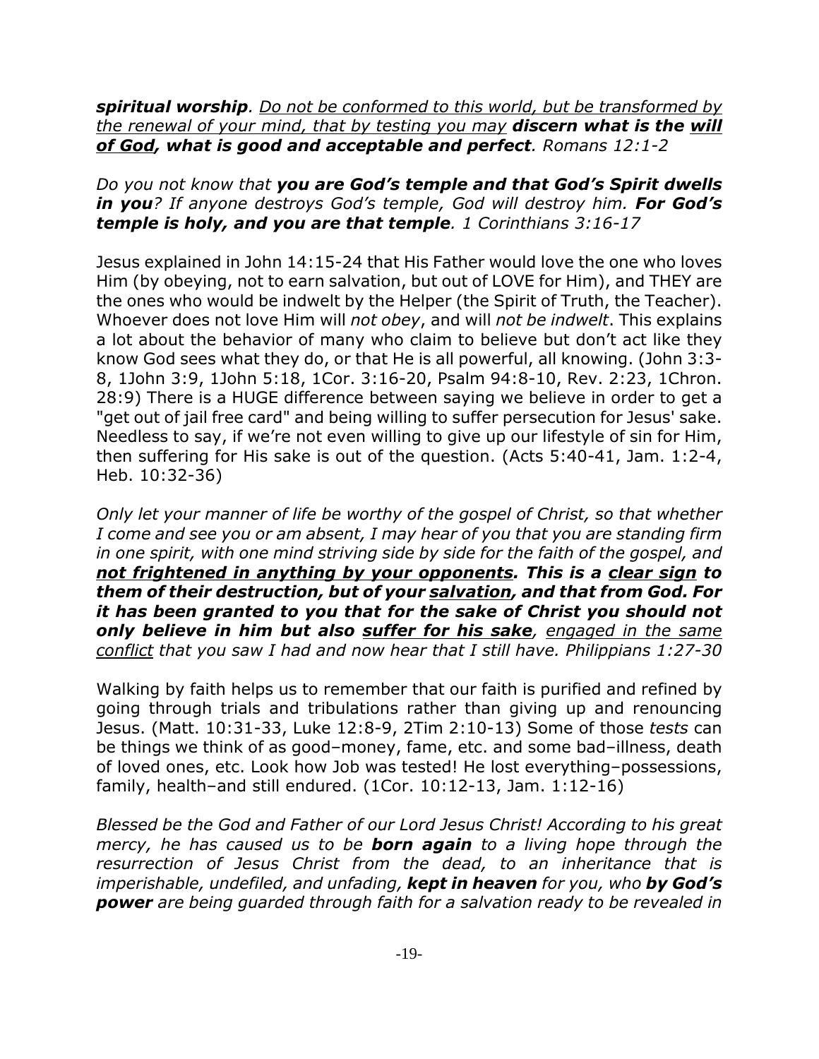***spiritual worship**. Do not be conformed to this world, but be transformed by the renewal of your mind, that by testing you may **discern what is the will of God, what is good and acceptable and perfect**. Romans 12:1-2*

*Do you not know that **you are God's temple and that God's Spirit dwells in you**? If anyone destroys God's temple, God will destroy him. **For God's temple is holy, and you are that temple**. 1 Corinthians 3:16-17*

Jesus explained in John 14:15-24 that His Father would love the one who loves Him (by obeying, not to earn salvation, but out of LOVE for Him), and THEY are the ones who would be indwelt by the Helper (the Spirit of Truth, the Teacher). Whoever does not love Him will *not obey*, and will *not be indwelt*. This explains a lot about the behavior of many who claim to believe but don't act like they know God sees what they do, or that He is all powerful, all knowing. (John 3:3-8, 1John 3:9, 1John 5:18, 1Cor. 3:16-20, Psalm 94:8-10, Rev. 2:23, 1Chron. 28:9) There is a HUGE difference between saying we believe in order to get a "get out of jail free card" and being willing to suffer persecution for Jesus' sake. Needless to say, if we're not even willing to give up our lifestyle of sin for Him, then suffering for His sake is out of the question. (Acts 5:40-41, Jam. 1:2-4, Heb. 10:32-36)

*Only let your manner of life be worthy of the gospel of Christ, so that whether I come and see you or am absent, I may hear of you that you are standing firm in one spirit, with one mind striving side by side for the faith of the gospel, and **not frightened in anything by your opponents. This is a clear sign to them of their destruction, but of your salvation, and that from God. For it has been granted to you that for the sake of Christ you should not only believe in him but also suffer for his sake**, engaged in the same conflict that you saw I had and now hear that I still have. Philippians 1:27-30*

Walking by faith helps us to remember that our faith is purified and refined by going through trials and tribulations rather than giving up and renouncing Jesus. (Matt. 10:31-33, Luke 12:8-9, 2Tim 2:10-13) Some of those *tests* can be things we think of as good–money, fame, etc. and some bad–illness, death of loved ones, etc. Look how Job was tested! He lost everything–possessions, family, health–and still endured. (1Cor. 10:12-13, Jam. 1:12-16)

*Blessed be the God and Father of our Lord Jesus Christ! According to his great mercy, he has caused us to be **born again** to a living hope through the resurrection of Jesus Christ from the dead, to an inheritance that is imperishable, undefiled, and unfading, **kept in heaven** for you, who **by God's power** are being guarded through faith for a salvation ready to be revealed in*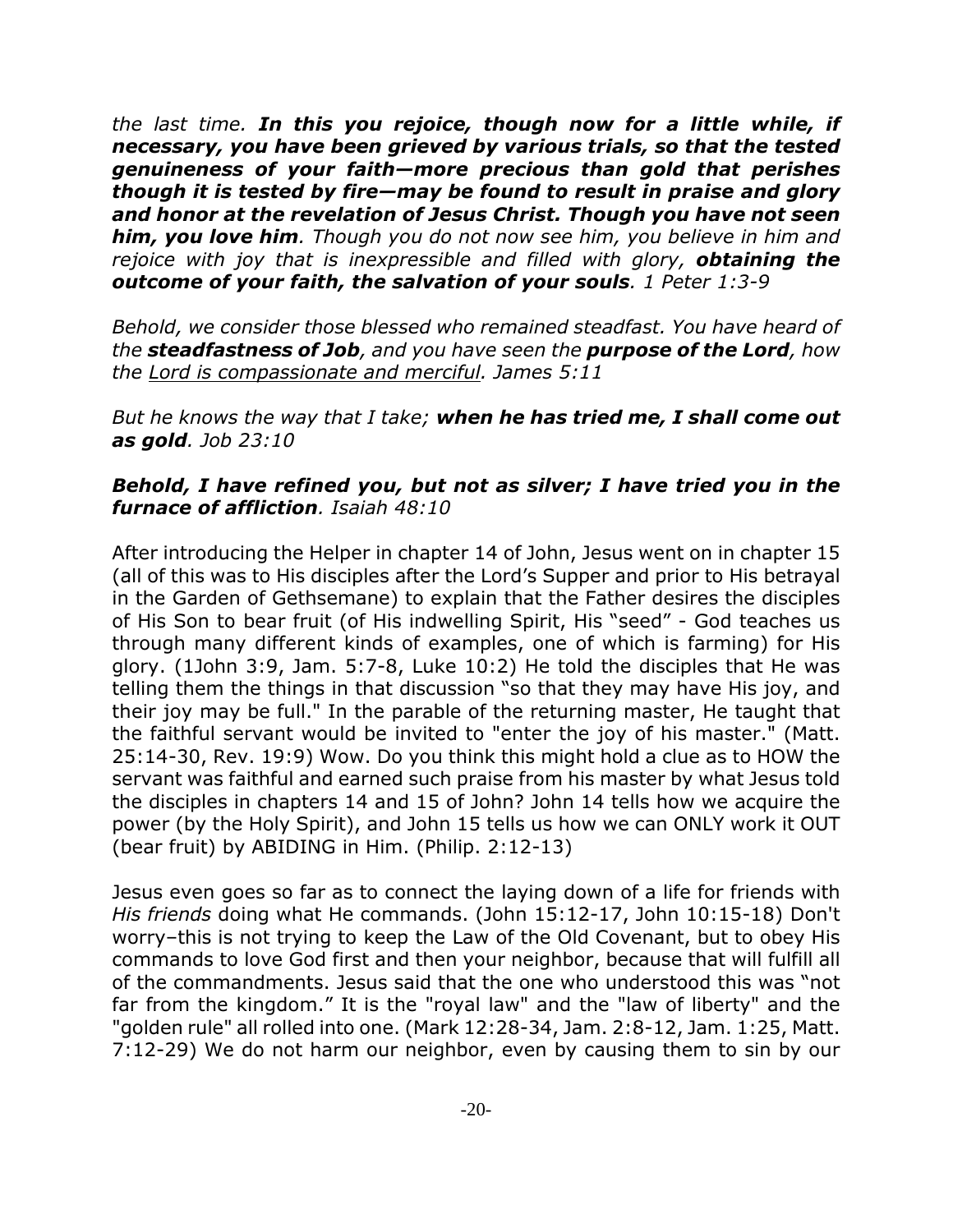*the last time. **In this you rejoice, though now for a little while, if necessary, you have been grieved by various trials, so that the tested genuineness of your faith—more precious than gold that perishes though it is tested by fire—may be found to result in praise and glory and honor at the revelation of Jesus Christ. Though you have not seen him, you love him**. Though you do not now see him, you believe in him and rejoice with joy that is inexpressible and filled with glory, **obtaining the outcome of your faith, the salvation of your souls**. 1 Peter 1:3-9*

*Behold, we consider those blessed who remained steadfast. You have heard of the **steadfastness of Job**, and you have seen the **purpose of the Lord**, how the <u>Lord is compassionate and merciful</u>. James 5:11*

*But he knows the way that I take; **when he has tried me, I shall come out as gold**. Job 23:10*

***Behold, I have refined you, but not as silver; I have tried you in the furnace of affliction**. Isaiah 48:10*

After introducing the Helper in chapter 14 of John, Jesus went on in chapter 15 (all of this was to His disciples after the Lord's Supper and prior to His betrayal in the Garden of Gethsemane) to explain that the Father desires the disciples of His Son to bear fruit (of His indwelling Spirit, His "seed" - God teaches us through many different kinds of examples, one of which is farming) for His glory. (1John 3:9, Jam. 5:7-8, Luke 10:2) He told the disciples that He was telling them the things in that discussion "so that they may have His joy, and their joy may be full." In the parable of the returning master, He taught that the faithful servant would be invited to "enter the joy of his master." (Matt. 25:14-30, Rev. 19:9) Wow. Do you think this might hold a clue as to HOW the servant was faithful and earned such praise from his master by what Jesus told the disciples in chapters 14 and 15 of John? John 14 tells how we acquire the power (by the Holy Spirit), and John 15 tells us how we can ONLY work it OUT (bear fruit) by ABIDING in Him. (Philip. 2:12-13)

Jesus even goes so far as to connect the laying down of a life for friends with *His friends* doing what He commands. (John 15:12-17, John 10:15-18) Don't worry–this is not trying to keep the Law of the Old Covenant, but to obey His commands to love God first and then your neighbor, because that will fulfill all of the commandments. Jesus said that the one who understood this was "not far from the kingdom." It is the "royal law" and the "law of liberty" and the "golden rule" all rolled into one. (Mark 12:28-34, Jam. 2:8-12, Jam. 1:25, Matt. 7:12-29) We do not harm our neighbor, even by causing them to sin by our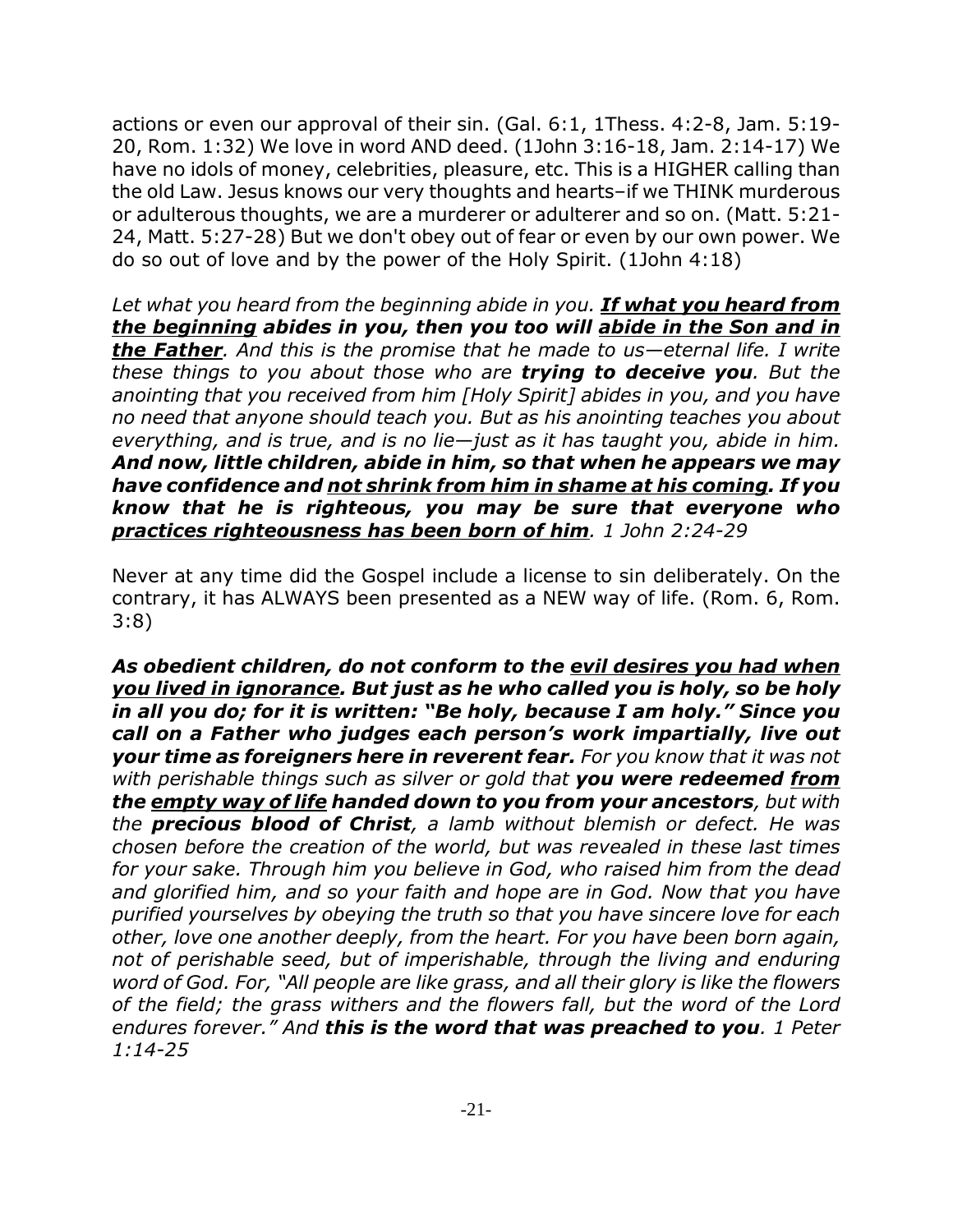actions or even our approval of their sin. (Gal. 6:1, 1Thess. 4:2-8, Jam. 5:19-20, Rom. 1:32) We love in word AND deed. (1John 3:16-18, Jam. 2:14-17) We have no idols of money, celebrities, pleasure, etc. This is a HIGHER calling than the old Law. Jesus knows our very thoughts and hearts–if we THINK murderous or adulterous thoughts, we are a murderer or adulterer and so on. (Matt. 5:21-24, Matt. 5:27-28) But we don't obey out of fear or even by our own power. We do so out of love and by the power of the Holy Spirit. (1John 4:18)

*Let what you heard from the beginning abide in you.* ***<u>If what you heard from the beginning</u> abides in you, then you too will <u>abide in the Son and in the Father</u>****. And this is the promise that he made to us—eternal life. I write these things to you about those who are* ***trying to deceive you****. But the anointing that you received from him [Holy Spirit] abides in you, and you have no need that anyone should teach you. But as his anointing teaches you about everything, and is true, and is no lie—just as it has taught you, abide in him.* ***And now, little children, abide in him, so that when he appears we may have confidence and <u>not shrink from him in shame at his coming</u>. If you know that he is righteous, you may be sure that everyone who <u>practices righteousness has been born of him</u>****. 1 John 2:24-29*

Never at any time did the Gospel include a license to sin deliberately. On the contrary, it has ALWAYS been presented as a NEW way of life. (Rom. 6, Rom. 3:8)

***As obedient children, do not conform to the <u>evil desires you had when you lived in ignorance</u>. But just as he who called you is holy, so be holy in all you do; for it is written: "Be holy, because I am holy." Since you call on a Father who judges each person's work impartially, live out your time as foreigners here in reverent fear.*** *For you know that it was not with perishable things such as silver or gold that* ***you were redeemed <u>from</u> the <u>empty way of life</u> handed down to you from your ancestors****, but with the* ***precious blood of Christ****, a lamb without blemish or defect. He was chosen before the creation of the world, but was revealed in these last times for your sake. Through him you believe in God, who raised him from the dead and glorified him, and so your faith and hope are in God. Now that you have purified yourselves by obeying the truth so that you have sincere love for each other, love one another deeply, from the heart. For you have been born again, not of perishable seed, but of imperishable, through the living and enduring word of God. For, "All people are like grass, and all their glory is like the flowers of the field; the grass withers and the flowers fall, but the word of the Lord endures forever." And* ***this is the word that was preached to you****. 1 Peter 1:14-25*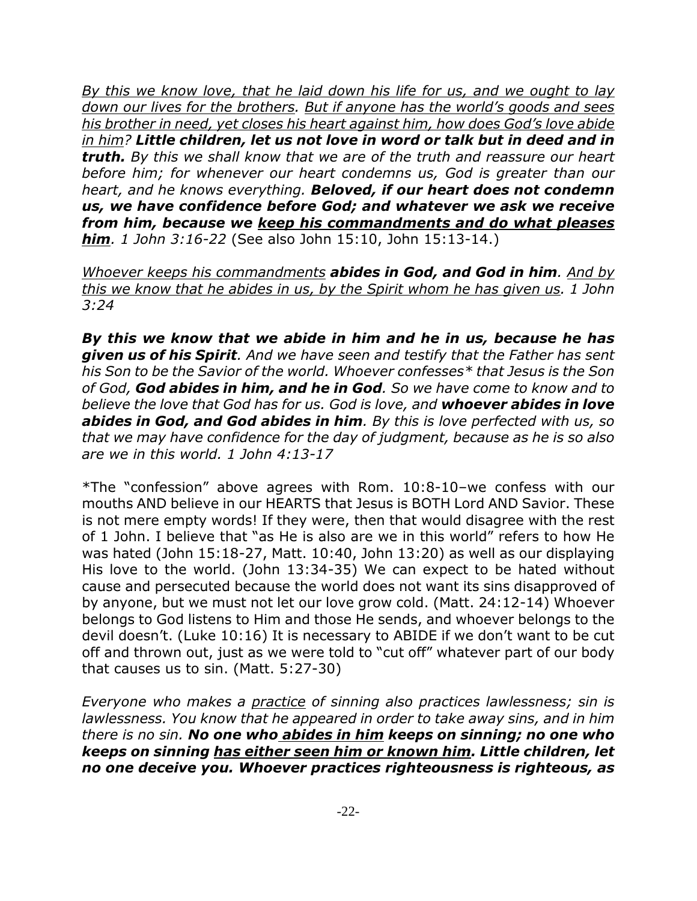*<u>By this we know love, that he laid down his life for us, and we ought to lay down our lives for the brothers</u>. <u>But if anyone has the world's goods and sees his brother in need, yet closes his heart against him, how does God's love abide in him</u>? **Little children, let us not love in word or talk but in deed and in truth.** By this we shall know that we are of the truth and reassure our heart before him; for whenever our heart condemns us, God is greater than our heart, and he knows everything. **Beloved, if our heart does not condemn us, we have confidence before God; and whatever we ask we receive from him, because we <u>keep his commandments and do what pleases him</u>**. 1 John 3:16-22* (See also John 15:10, John 15:13-14.)

*<u>Whoever keeps his commandments</u> **abides in God, and God in him**. <u>And by this we know that he abides in us, by the Spirit whom he has given us</u>. 1 John 3:24*

***By this we know that we abide in him and he in us, because he has given us of his Spirit**. And we have seen and testify that the Father has sent his Son to be the Savior of the world. Whoever confesses* that Jesus is the Son of God, **God abides in him, and he in God**. So we have come to know and to believe the love that God has for us. God is love, and **whoever abides in love abides in God, and God abides in him**. By this is love perfected with us, so that we may have confidence for the day of judgment, because as he is so also are we in this world. 1 John 4:13-17*

*The "confession" above agrees with Rom. 10:8-10–we confess with our mouths AND believe in our HEARTS that Jesus is BOTH Lord AND Savior. These is not mere empty words! If they were, then that would disagree with the rest of 1 John. I believe that "as He is also are we in this world" refers to how He was hated (John 15:18-27, Matt. 10:40, John 13:20) as well as our displaying His love to the world. (John 13:34-35) We can expect to be hated without cause and persecuted because the world does not want its sins disapproved of by anyone, but we must not let our love grow cold. (Matt. 24:12-14) Whoever belongs to God listens to Him and those He sends, and whoever belongs to the devil doesn't. (Luke 10:16) It is necessary to ABIDE if we don't want to be cut off and thrown out, just as we were told to "cut off" whatever part of our body that causes us to sin. (Matt. 5:27-30)

*Everyone who makes a <u>practice</u> of sinning also practices lawlessness; sin is lawlessness. You know that he appeared in order to take away sins, and in him there is no sin. **No one who <u>abides in him</u> keeps on sinning; no one who keeps on sinning <u>has either seen him or known him</u>. Little children, let no one deceive you. Whoever practices righteousness is righteous, as***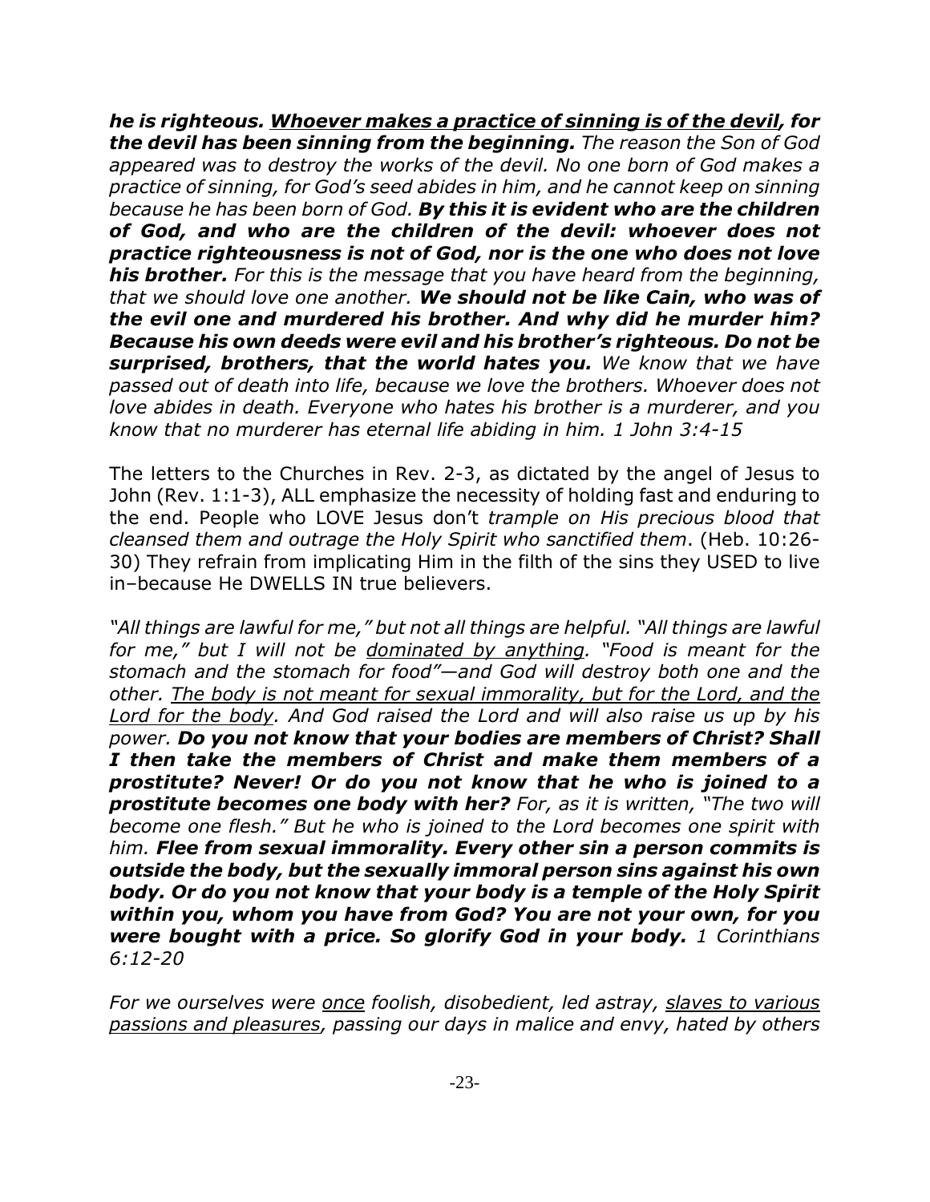*__he is righteous.__ __<u>Whoever makes a practice of sinning is of the devil</u>, for the devil has been sinning from the beginning.__ The reason the Son of God appeared was to destroy the works of the devil. No one born of God makes a practice of sinning, for God's seed abides in him, and he cannot keep on sinning because he has been born of God. __By this it is evident who are the children of God, and who are the children of the devil: whoever does not practice righteousness is not of God, nor is the one who does not love his brother.__ For this is the message that you have heard from the beginning, that we should love one another. __We should not be like Cain, who was of the evil one and murdered his brother. And why did he murder him? Because his own deeds were evil and his brother's righteous. Do not be surprised, brothers, that the world hates you.__ We know that we have passed out of death into life, because we love the brothers. Whoever does not love abides in death. Everyone who hates his brother is a murderer, and you know that no murderer has eternal life abiding in him. 1 John 3:4-15*

The letters to the Churches in Rev. 2-3, as dictated by the angel of Jesus to John (Rev. 1:1-3), ALL emphasize the necessity of holding fast and enduring to the end. People who LOVE Jesus don't *trample on His precious blood that cleansed them and outrage the Holy Spirit who sanctified them*. (Heb. 10:26-30) They refrain from implicating Him in the filth of the sins they USED to live in–because He DWELLS IN true believers.

*"All things are lawful for me," but not all things are helpful. "All things are lawful for me," but I will not be <u>dominated by anything</u>. "Food is meant for the stomach and the stomach for food"—and God will destroy both one and the other. <u>The body is not meant for sexual immorality, but for the Lord, and the Lord for the body</u>. And God raised the Lord and will also raise us up by his power. __Do you not know that your bodies are members of Christ? Shall I then take the members of Christ and make them members of a prostitute? Never! Or do you not know that he who is joined to a prostitute becomes one body with her?__ For, as it is written, "The two will become one flesh." But he who is joined to the Lord becomes one spirit with him. __Flee from sexual immorality. Every other sin a person commits is outside the body, but the sexually immoral person sins against his own body. Or do you not know that your body is a temple of the Holy Spirit within you, whom you have from God? You are not your own, for you were bought with a price. So glorify God in your body.__ 1 Corinthians 6:12-20*

*For we ourselves were <u>once</u> foolish, disobedient, led astray, <u>slaves to various passions and pleasures</u>, passing our days in malice and envy, hated by others*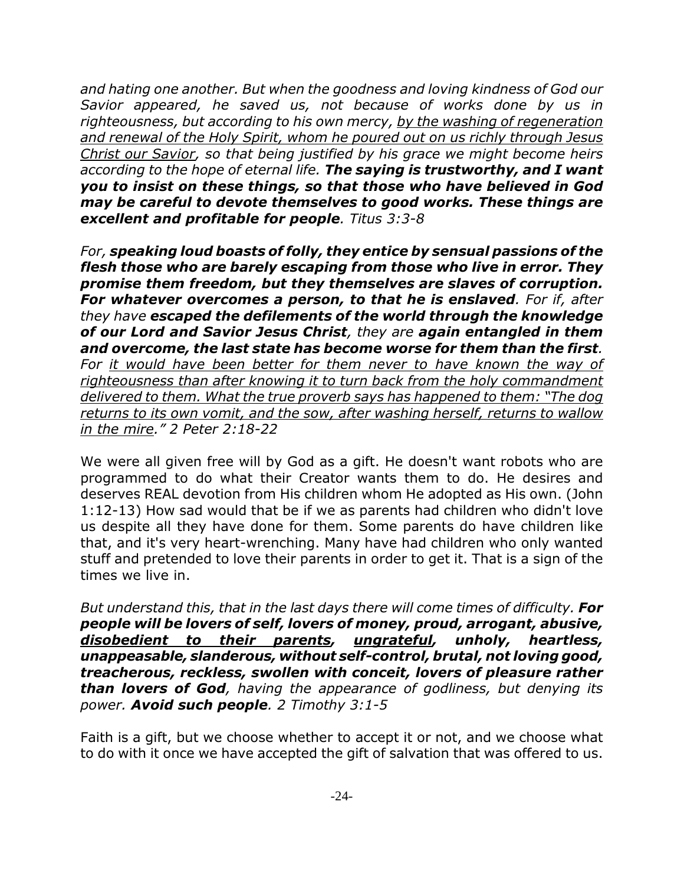*and hating one another. But when the goodness and loving kindness of God our Savior appeared, he saved us, not because of works done by us in righteousness, but according to his own mercy, <u>by the washing of regeneration and renewal of the Holy Spirit, whom he poured out on us richly through Jesus Christ our Savior</u>, so that being justified by his grace we might become heirs according to the hope of eternal life.* ***The saying is trustworthy, and I want you to insist on these things, so that those who have believed in God may be careful to devote themselves to good works. These things are excellent and profitable for people****. Titus 3:3-8*

*For,* ***speaking loud boasts of folly, they entice by sensual passions of the flesh those who are barely escaping from those who live in error. They promise them freedom, but they themselves are slaves of corruption. For whatever overcomes a person, to that he is enslaved****. For if, after they have* ***escaped the defilements of the world through the knowledge of our Lord and Savior Jesus Christ****, they are* ***again entangled in them and overcome, the last state has become worse for them than the first****. For <u>it would have been better for them never to have known the way of righteousness than after knowing it to turn back from the holy commandment delivered to them. What the true proverb says has happened to them: "The dog returns to its own vomit, and the sow, after washing herself, returns to wallow in the mire</u>." 2 Peter 2:18-22*

We were all given free will by God as a gift. He doesn't want robots who are programmed to do what their Creator wants them to do. He desires and deserves REAL devotion from His children whom He adopted as His own. (John 1:12-13) How sad would that be if we as parents had children who didn't love us despite all they have done for them. Some parents do have children like that, and it's very heart-wrenching. Many have had children who only wanted stuff and pretended to love their parents in order to get it. That is a sign of the times we live in.

*But understand this, that in the last days there will come times of difficulty.* ***For people will be lovers of self, lovers of money, proud, arrogant, abusive, <u>disobedient to their parents</u>, <u>ungrateful</u>, unholy, heartless, unappeasable, slanderous, without self-control, brutal, not loving good, treacherous, reckless, swollen with conceit, lovers of pleasure rather than lovers of God****, having the appearance of godliness, but denying its power.* ***Avoid such people****. 2 Timothy 3:1-5*

Faith is a gift, but we choose whether to accept it or not, and we choose what to do with it once we have accepted the gift of salvation that was offered to us.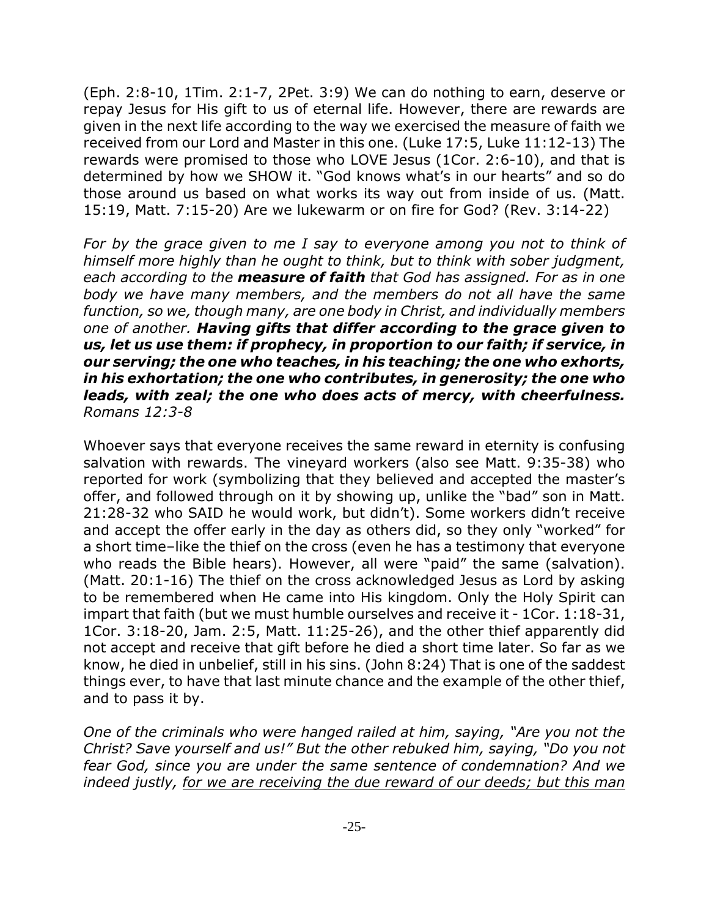(Eph. 2:8-10, 1Tim. 2:1-7, 2Pet. 3:9) We can do nothing to earn, deserve or repay Jesus for His gift to us of eternal life. However, there are rewards are given in the next life according to the way we exercised the measure of faith we received from our Lord and Master in this one. (Luke 17:5, Luke 11:12-13) The rewards were promised to those who LOVE Jesus (1Cor. 2:6-10), and that is determined by how we SHOW it. "God knows what's in our hearts" and so do those around us based on what works its way out from inside of us. (Matt. 15:19, Matt. 7:15-20) Are we lukewarm or on fire for God? (Rev. 3:14-22)

*For by the grace given to me I say to everyone among you not to think of himself more highly than he ought to think, but to think with sober judgment, each according to the* ***measure of faith*** *that God has assigned. For as in one body we have many members, and the members do not all have the same function, so we, though many, are one body in Christ, and individually members one of another.* ***Having gifts that differ according to the grace given to us, let us use them: if prophecy, in proportion to our faith; if service, in our serving; the one who teaches, in his teaching; the one who exhorts, in his exhortation; the one who contributes, in generosity; the one who leads, with zeal; the one who does acts of mercy, with cheerfulness.*** *Romans 12:3-8*

Whoever says that everyone receives the same reward in eternity is confusing salvation with rewards. The vineyard workers (also see Matt. 9:35-38) who reported for work (symbolizing that they believed and accepted the master's offer, and followed through on it by showing up, unlike the "bad" son in Matt. 21:28-32 who SAID he would work, but didn't). Some workers didn't receive and accept the offer early in the day as others did, so they only "worked" for a short time–like the thief on the cross (even he has a testimony that everyone who reads the Bible hears). However, all were "paid" the same (salvation). (Matt. 20:1-16) The thief on the cross acknowledged Jesus as Lord by asking to be remembered when He came into His kingdom. Only the Holy Spirit can impart that faith (but we must humble ourselves and receive it - 1Cor. 1:18-31, 1Cor. 3:18-20, Jam. 2:5, Matt. 11:25-26), and the other thief apparently did not accept and receive that gift before he died a short time later. So far as we know, he died in unbelief, still in his sins. (John 8:24) That is one of the saddest things ever, to have that last minute chance and the example of the other thief, and to pass it by.

*One of the criminals who were hanged railed at him, saying, "Are you not the Christ? Save yourself and us!" But the other rebuked him, saying, "Do you not fear God, since you are under the same sentence of condemnation? And we indeed justly, <u>for we are receiving the due reward of our deeds; but this man</u>*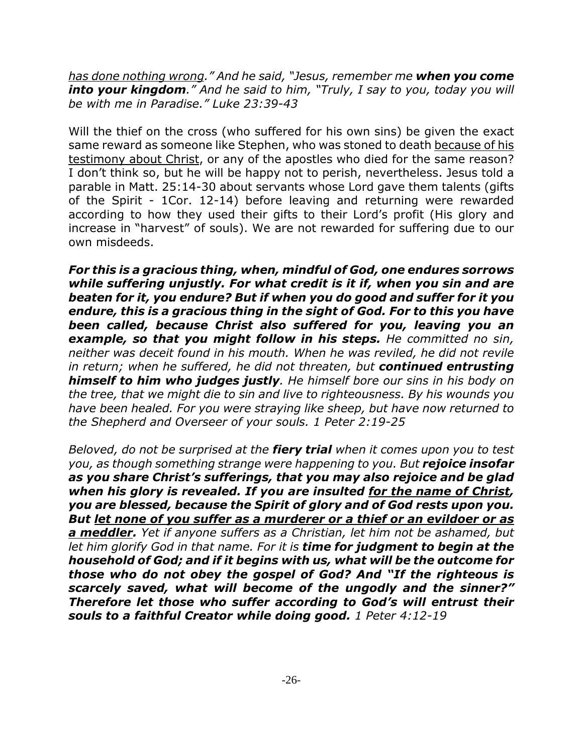*<u>has done nothing wrong</u>." And he said, "Jesus, remember me **when you come into your kingdom**." And he said to him, "Truly, I say to you, today you will be with me in Paradise." Luke 23:39-43*

Will the thief on the cross (who suffered for his own sins) be given the exact same reward as someone like Stephen, who was stoned to death <u>because of his testimony about Christ</u>, or any of the apostles who died for the same reason? I don't think so, but he will be happy not to perish, nevertheless. Jesus told a parable in Matt. 25:14-30 about servants whose Lord gave them talents (gifts of the Spirit - 1Cor. 12-14) before leaving and returning were rewarded according to how they used their gifts to their Lord's profit (His glory and increase in "harvest" of souls). We are not rewarded for suffering due to our own misdeeds.

***For this is a gracious thing, when, mindful of God, one endures sorrows while suffering unjustly. For what credit is it if, when you sin and are beaten for it, you endure? But if when you do good and suffer for it you endure, this is a gracious thing in the sight of God. For to this you have been called, because Christ also suffered for you, leaving you an example, so that you might follow in his steps.*** *He committed no sin, neither was deceit found in his mouth. When he was reviled, he did not revile in return; when he suffered, he did not threaten, but **continued entrusting himself to him who judges justly**. He himself bore our sins in his body on the tree, that we might die to sin and live to righteousness. By his wounds you have been healed. For you were straying like sheep, but have now returned to the Shepherd and Overseer of your souls. 1 Peter 2:19-25*

*Beloved, do not be surprised at the **fiery trial** when it comes upon you to test you, as though something strange were happening to you. But **rejoice insofar as you share Christ's sufferings, that you may also rejoice and be glad when his glory is revealed. If you are insulted <u>for the name of Christ</u>, you are blessed, because the Spirit of glory and of God rests upon you. But <u>let none of you suffer as a murderer or a thief or an evildoer or as a meddler</u>.** Yet if anyone suffers as a Christian, let him not be ashamed, but let him glorify God in that name. For it is **time for judgment to begin at the household of God; and if it begins with us, what will be the outcome for those who do not obey the gospel of God? And "If the righteous is scarcely saved, what will become of the ungodly and the sinner?" Therefore let those who suffer according to God's will entrust their souls to a faithful Creator while doing good.** 1 Peter 4:12-19*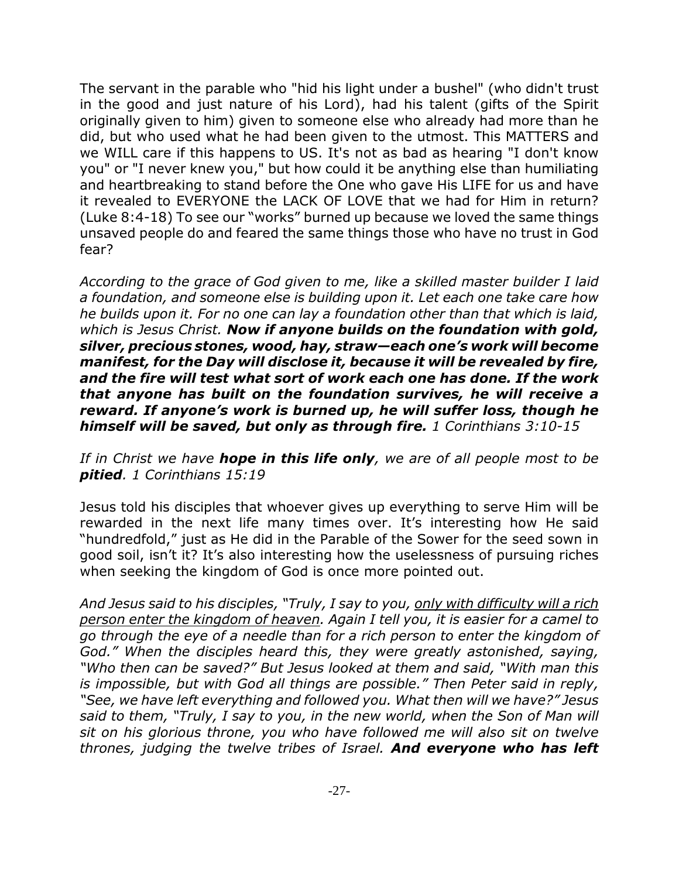The servant in the parable who "hid his light under a bushel" (who didn't trust in the good and just nature of his Lord), had his talent (gifts of the Spirit originally given to him) given to someone else who already had more than he did, but who used what he had been given to the utmost. This MATTERS and we WILL care if this happens to US. It's not as bad as hearing "I don't know you" or "I never knew you," but how could it be anything else than humiliating and heartbreaking to stand before the One who gave His LIFE for us and have it revealed to EVERYONE the LACK OF LOVE that we had for Him in return? (Luke 8:4-18) To see our "works" burned up because we loved the same things unsaved people do and feared the same things those who have no trust in God fear?

*According to the grace of God given to me, like a skilled master builder I laid a foundation, and someone else is building upon it. Let each one take care how he builds upon it. For no one can lay a foundation other than that which is laid, which is Jesus Christ.* ***Now if anyone builds on the foundation with gold, silver, precious stones, wood, hay, straw—each one's work will become manifest, for the Day will disclose it, because it will be revealed by fire, and the fire will test what sort of work each one has done. If the work that anyone has built on the foundation survives, he will receive a reward. If anyone's work is burned up, he will suffer loss, though he himself will be saved, but only as through fire.*** *1 Corinthians 3:10-15*

*If in Christ we have* ***hope in this life only****, we are of all people most to be* ***pitied****. 1 Corinthians 15:19*

Jesus told his disciples that whoever gives up everything to serve Him will be rewarded in the next life many times over. It's interesting how He said "hundredfold," just as He did in the Parable of the Sower for the seed sown in good soil, isn't it? It's also interesting how the uselessness of pursuing riches when seeking the kingdom of God is once more pointed out.

*And Jesus said to his disciples, "Truly, I say to you, <u>only with difficulty will a rich person enter the kingdom of heaven</u>. Again I tell you, it is easier for a camel to go through the eye of a needle than for a rich person to enter the kingdom of God." When the disciples heard this, they were greatly astonished, saying, "Who then can be saved?" But Jesus looked at them and said, "With man this is impossible, but with God all things are possible." Then Peter said in reply, "See, we have left everything and followed you. What then will we have?" Jesus said to them, "Truly, I say to you, in the new world, when the Son of Man will sit on his glorious throne, you who have followed me will also sit on twelve thrones, judging the twelve tribes of Israel.* ***And everyone who has left***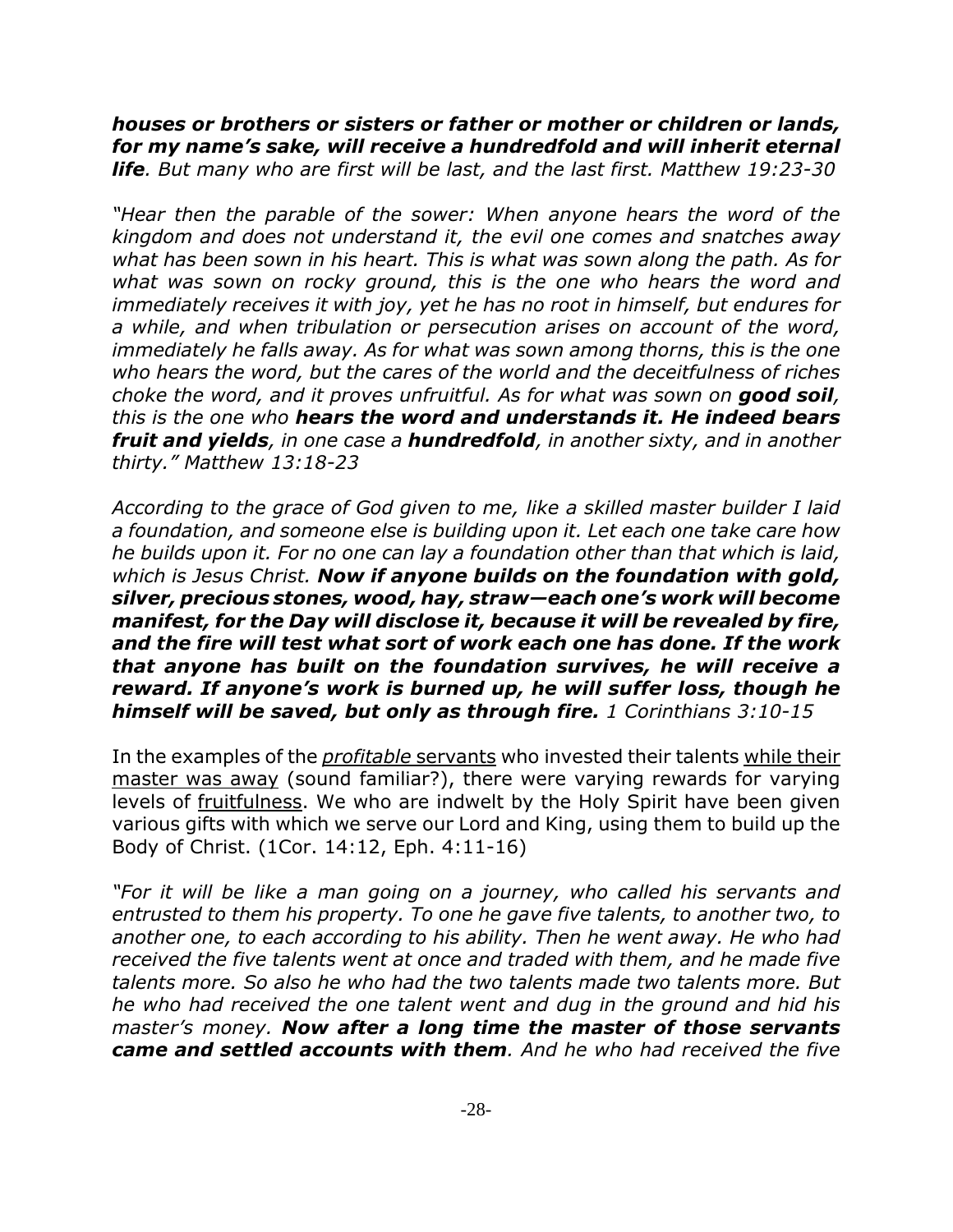***houses or brothers or sisters or father or mother or children or lands, for my name's sake, will receive a hundredfold and will inherit eternal life****. But many who are first will be last, and the last first. Matthew 19:23-30*

*"Hear then the parable of the sower: When anyone hears the word of the kingdom and does not understand it, the evil one comes and snatches away what has been sown in his heart. This is what was sown along the path. As for what was sown on rocky ground, this is the one who hears the word and immediately receives it with joy, yet he has no root in himself, but endures for a while, and when tribulation or persecution arises on account of the word, immediately he falls away. As for what was sown among thorns, this is the one who hears the word, but the cares of the world and the deceitfulness of riches choke the word, and it proves unfruitful. As for what was sown on* ***good soil****, this is the one who* ***hears the word and understands it. He indeed bears fruit and yields****, in one case a* ***hundredfold****, in another sixty, and in another thirty." Matthew 13:18-23*

*According to the grace of God given to me, like a skilled master builder I laid a foundation, and someone else is building upon it. Let each one take care how he builds upon it. For no one can lay a foundation other than that which is laid, which is Jesus Christ.* ***Now if anyone builds on the foundation with gold, silver, precious stones, wood, hay, straw—each one's work will become manifest, for the Day will disclose it, because it will be revealed by fire, and the fire will test what sort of work each one has done. If the work that anyone has built on the foundation survives, he will receive a reward. If anyone's work is burned up, he will suffer loss, though he himself will be saved, but only as through fire.*** *1 Corinthians 3:10-15*

In the examples of the <u>*profitable* servants</u> who invested their talents <u>while their master was away</u> (sound familiar?), there were varying rewards for varying levels of <u>fruitfulness</u>. We who are indwelt by the Holy Spirit have been given various gifts with which we serve our Lord and King, using them to build up the Body of Christ. (1Cor. 14:12, Eph. 4:11-16)

*"For it will be like a man going on a journey, who called his servants and entrusted to them his property. To one he gave five talents, to another two, to another one, to each according to his ability. Then he went away. He who had received the five talents went at once and traded with them, and he made five talents more. So also he who had the two talents made two talents more. But he who had received the one talent went and dug in the ground and hid his master's money.* ***Now after a long time the master of those servants came and settled accounts with them****. And he who had received the five*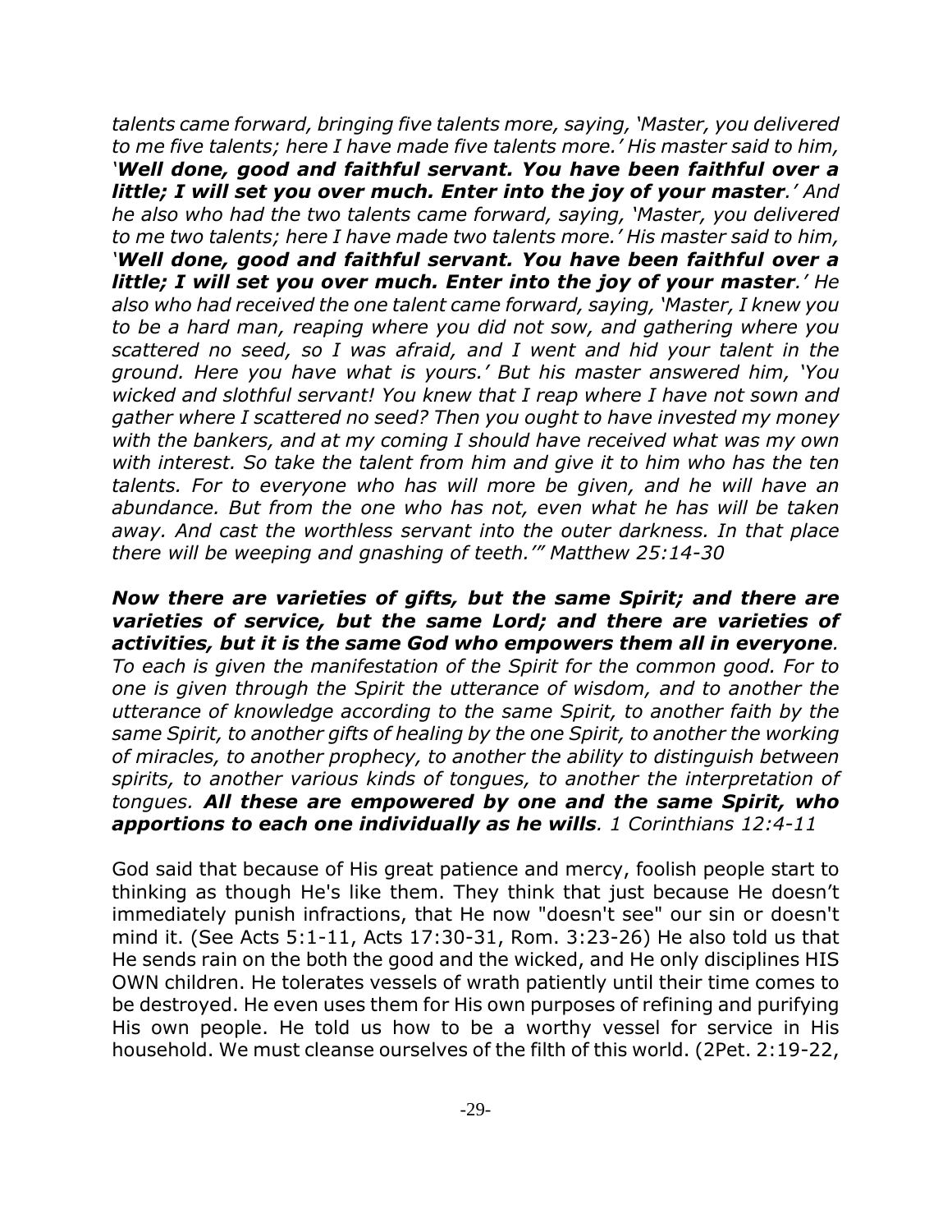*talents came forward, bringing five talents more, saying, 'Master, you delivered to me five talents; here I have made five talents more.' His master said to him, '**Well done, good and faithful servant. You have been faithful over a little; I will set you over much. Enter into the joy of your master**.' And he also who had the two talents came forward, saying, 'Master, you delivered to me two talents; here I have made two talents more.' His master said to him, '**Well done, good and faithful servant. You have been faithful over a little; I will set you over much. Enter into the joy of your master**.' He also who had received the one talent came forward, saying, 'Master, I knew you to be a hard man, reaping where you did not sow, and gathering where you scattered no seed, so I was afraid, and I went and hid your talent in the ground. Here you have what is yours.' But his master answered him, 'You wicked and slothful servant! You knew that I reap where I have not sown and gather where I scattered no seed? Then you ought to have invested my money with the bankers, and at my coming I should have received what was my own with interest. So take the talent from him and give it to him who has the ten talents. For to everyone who has will more be given, and he will have an abundance. But from the one who has not, even what he has will be taken away. And cast the worthless servant into the outer darkness. In that place there will be weeping and gnashing of teeth.'" Matthew 25:14-30*

***Now there are varieties of gifts, but the same Spirit; and there are varieties of service, but the same Lord; and there are varieties of activities, but it is the same God who empowers them all in everyone**. To each is given the manifestation of the Spirit for the common good. For to one is given through the Spirit the utterance of wisdom, and to another the utterance of knowledge according to the same Spirit, to another faith by the same Spirit, to another gifts of healing by the one Spirit, to another the working of miracles, to another prophecy, to another the ability to distinguish between spirits, to another various kinds of tongues, to another the interpretation of tongues. **All these are empowered by one and the same Spirit, who apportions to each one individually as he wills**. 1 Corinthians 12:4-11*

God said that because of His great patience and mercy, foolish people start to thinking as though He's like them. They think that just because He doesn't immediately punish infractions, that He now "doesn't see" our sin or doesn't mind it. (See Acts 5:1-11, Acts 17:30-31, Rom. 3:23-26) He also told us that He sends rain on the both the good and the wicked, and He only disciplines HIS OWN children. He tolerates vessels of wrath patiently until their time comes to be destroyed. He even uses them for His own purposes of refining and purifying His own people. He told us how to be a worthy vessel for service in His household. We must cleanse ourselves of the filth of this world. (2Pet. 2:19-22,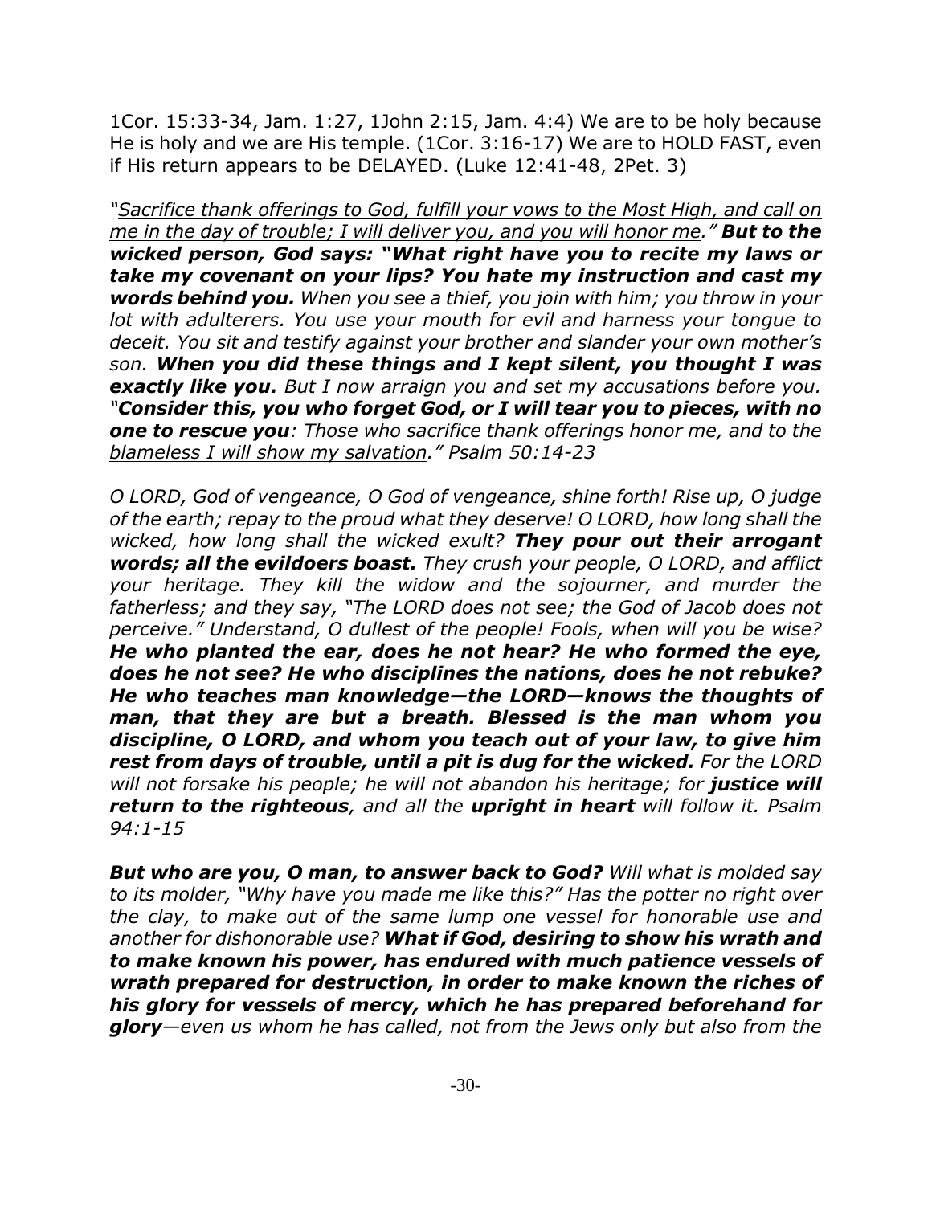1Cor. 15:33-34, Jam. 1:27, 1John 2:15, Jam. 4:4) We are to be holy because He is holy and we are His temple. (1Cor. 3:16-17) We are to HOLD FAST, even if His return appears to be DELAYED. (Luke 12:41-48, 2Pet. 3)

*"<u>Sacrifice thank offerings to God, fulfill your vows to the Most High, and call on me in the day of trouble; I will deliver you, and you will honor me</u>." **But to the wicked person, God says: "What right have you to recite my laws or take my covenant on your lips? You hate my instruction and cast my words behind you.** When you see a thief, you join with him; you throw in your lot with adulterers. You use your mouth for evil and harness your tongue to deceit. You sit and testify against your brother and slander your own mother's son. **When you did these things and I kept silent, you thought I was exactly like you.** But I now arraign you and set my accusations before you. "**Consider this, you who forget God, or I will tear you to pieces, with no one to rescue you**: <u>Those who sacrifice thank offerings honor me, and to the blameless I will show my salvation</u>." Psalm 50:14-23*

*O LORD, God of vengeance, O God of vengeance, shine forth! Rise up, O judge of the earth; repay to the proud what they deserve! O LORD, how long shall the wicked, how long shall the wicked exult? **They pour out their arrogant words; all the evildoers boast.** They crush your people, O LORD, and afflict your heritage. They kill the widow and the sojourner, and murder the fatherless; and they say, "The LORD does not see; the God of Jacob does not perceive." Understand, O dullest of the people! Fools, when will you be wise? **He who planted the ear, does he not hear? He who formed the eye, does he not see? He who disciplines the nations, does he not rebuke? He who teaches man knowledge—the LORD—knows the thoughts of man, that they are but a breath. Blessed is the man whom you discipline, O LORD, and whom you teach out of your law, to give him rest from days of trouble, until a pit is dug for the wicked.** For the LORD will not forsake his people; he will not abandon his heritage; for **justice will return to the righteous**, and all the **upright in heart** will follow it. Psalm 94:1-15*

***But who are you, O man, to answer back to God?** Will what is molded say to its molder, "Why have you made me like this?" Has the potter no right over the clay, to make out of the same lump one vessel for honorable use and another for dishonorable use? **What if God, desiring to show his wrath and to make known his power, has endured with much patience vessels of wrath prepared for destruction, in order to make known the riches of his glory for vessels of mercy, which he has prepared beforehand for glory**—even us whom he has called, not from the Jews only but also from the*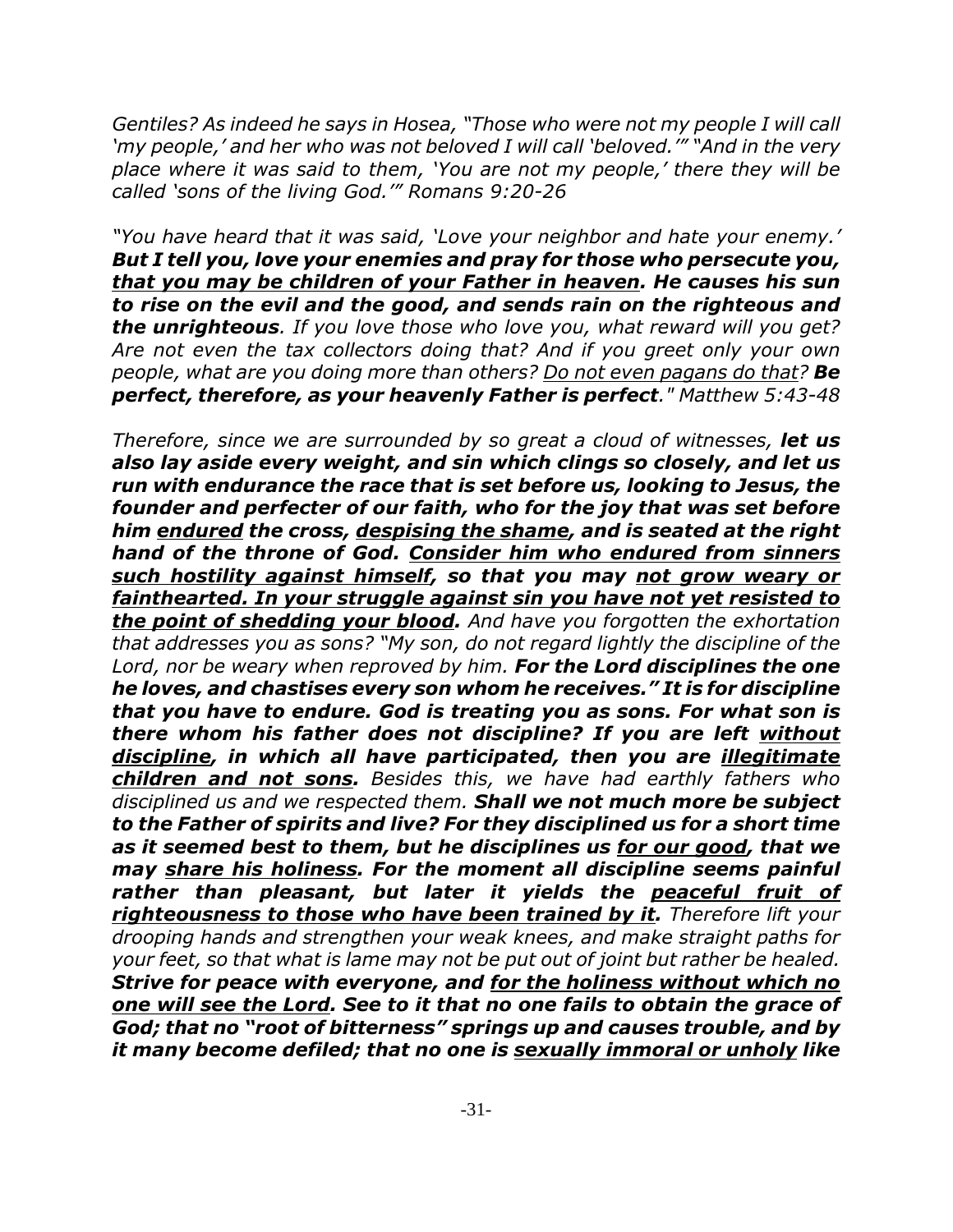*Gentiles? As indeed he says in Hosea, "Those who were not my people I will call 'my people,' and her who was not beloved I will call 'beloved.'" "And in the very place where it was said to them, 'You are not my people,' there they will be called 'sons of the living God.'" Romans 9:20-26*

*"You have heard that it was said, 'Love your neighbor and hate your enemy.'* ***But I tell you, love your enemies and pray for those who persecute you, <u>that you may be children of your Father in heaven</u>. He causes his sun to rise on the evil and the good, and sends rain on the righteous and the unrighteous****. If you love those who love you, what reward will you get? Are not even the tax collectors doing that? And if you greet only your own people, what are you doing more than others? <u>Do not even pagans do that</u>?* ***Be perfect, therefore, as your heavenly Father is perfect****." Matthew 5:43-48*

*Therefore, since we are surrounded by so great a cloud of witnesses,* ***let us also lay aside every weight, and sin which clings so closely, and let us run with endurance the race that is set before us, looking to Jesus, the founder and perfecter of our faith, who for the joy that was set before him <u>endured</u> the cross, <u>despising the shame</u>, and is seated at the right hand of the throne of God. <u>Consider him who endured from sinners such hostility against himself</u>, so that you may <u>not grow weary or fainthearted. In your struggle against sin you have not yet resisted to the point of shedding your blood</u>.*** *And have you forgotten the exhortation that addresses you as sons? "My son, do not regard lightly the discipline of the Lord, nor be weary when reproved by him.* ***For the Lord disciplines the one he loves, and chastises every son whom he receives." It is for discipline that you have to endure. God is treating you as sons. For what son is there whom his father does not discipline? If you are left <u>without discipline</u>, in which all have participated, then you are <u>illegitimate children and not sons</u>.*** *Besides this, we have had earthly fathers who disciplined us and we respected them.* ***Shall we not much more be subject to the Father of spirits and live? For they disciplined us for a short time as it seemed best to them, but he disciplines us <u>for our good</u>, that we may <u>share his holiness</u>. For the moment all discipline seems painful rather than pleasant, but later it yields the <u>peaceful fruit of righteousness to those who have been trained by it</u>.*** *Therefore lift your drooping hands and strengthen your weak knees, and make straight paths for your feet, so that what is lame may not be put out of joint but rather be healed.* ***Strive for peace with everyone, and <u>for the holiness without which no one will see the Lord</u>. See to it that no one fails to obtain the grace of God; that no "root of bitterness" springs up and causes trouble, and by it many become defiled; that no one is <u>sexually immoral or unholy</u> like***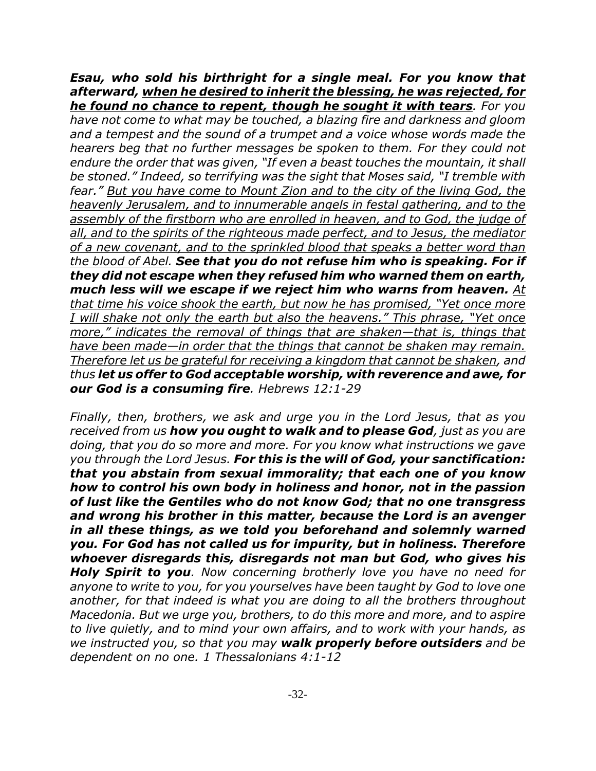***Esau, who sold his birthright for a single meal. For you know that afterward, <u>when he desired to inherit the blessing, he was rejected, for he found no chance to repent, though he sought it with tears</u>.*** *For you have not come to what may be touched, a blazing fire and darkness and gloom and a tempest and the sound of a trumpet and a voice whose words made the hearers beg that no further messages be spoken to them. For they could not endure the order that was given, "If even a beast touches the mountain, it shall be stoned." Indeed, so terrifying was the sight that Moses said, "I tremble with fear." <u>But you have come to Mount Zion and to the city of the living God, the heavenly Jerusalem, and to innumerable angels in festal gathering, and to the assembly of the firstborn who are enrolled in heaven, and to God, the judge of all, and to the spirits of the righteous made perfect, and to Jesus, the mediator of a new covenant, and to the sprinkled blood that speaks a better word than the blood of Abel</u>.* ***See that you do not refuse him who is speaking. For if they did not escape when they refused him who warned them on earth, much less will we escape if we reject him who warns from heaven.*** *<u>At that time his voice shook the earth, but now he has promised, "Yet once more I will shake not only the earth but also the heavens." This phrase, "Yet once more," indicates the removal of things that are shaken—that is, things that have been made—in order that the things that cannot be shaken may remain. Therefore let us be grateful for receiving a kingdom that cannot be shaken</u>, and thus* ***let us offer to God acceptable worship, with reverence and awe, for our God is a consuming fire****. Hebrews 12:1-29*

*Finally, then, brothers, we ask and urge you in the Lord Jesus, that as you received from us* ***how you ought to walk and to please God****, just as you are doing, that you do so more and more. For you know what instructions we gave you through the Lord Jesus.* ***For this is the will of God, your sanctification: that you abstain from sexual immorality; that each one of you know how to control his own body in holiness and honor, not in the passion of lust like the Gentiles who do not know God; that no one transgress and wrong his brother in this matter, because the Lord is an avenger in all these things, as we told you beforehand and solemnly warned you. For God has not called us for impurity, but in holiness. Therefore whoever disregards this, disregards not man but God, who gives his Holy Spirit to you****. Now concerning brotherly love you have no need for anyone to write to you, for you yourselves have been taught by God to love one another, for that indeed is what you are doing to all the brothers throughout Macedonia. But we urge you, brothers, to do this more and more, and to aspire to live quietly, and to mind your own affairs, and to work with your hands, as we instructed you, so that you may* ***walk properly before outsiders*** *and be dependent on no one. 1 Thessalonians 4:1-12*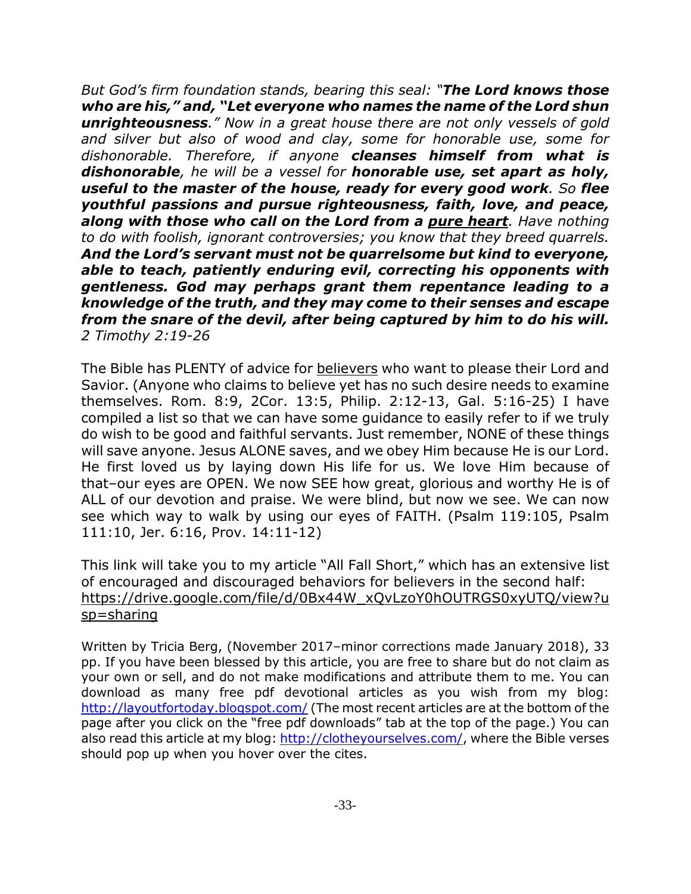*But God's firm foundation stands, bearing this seal: "**The Lord knows those who are his," and, "Let everyone who names the name of the Lord shun unrighteousness**." Now in a great house there are not only vessels of gold and silver but also of wood and clay, some for honorable use, some for dishonorable. Therefore, if anyone **cleanses himself from what is dishonorable**, he will be a vessel for **honorable use, set apart as holy, useful to the master of the house, ready for every good work**. So **flee youthful passions and pursue righteousness, faith, love, and peace, along with those who call on the Lord from a pure heart**. Have nothing to do with foolish, ignorant controversies; you know that they breed quarrels. **And the Lord's servant must not be quarrelsome but kind to everyone, able to teach, patiently enduring evil, correcting his opponents with gentleness. God may perhaps grant them repentance leading to a knowledge of the truth, and they may come to their senses and escape from the snare of the devil, after being captured by him to do his will.** 2 Timothy 2:19-26*

The Bible has PLENTY of advice for believers who want to please their Lord and Savior. (Anyone who claims to believe yet has no such desire needs to examine themselves. Rom. 8:9, 2Cor. 13:5, Philip. 2:12-13, Gal. 5:16-25) I have compiled a list so that we can have some guidance to easily refer to if we truly do wish to be good and faithful servants. Just remember, NONE of these things will save anyone. Jesus ALONE saves, and we obey Him because He is our Lord. He first loved us by laying down His life for us. We love Him because of that–our eyes are OPEN. We now SEE how great, glorious and worthy He is of ALL of our devotion and praise. We were blind, but now we see. We can now see which way to walk by using our eyes of FAITH. (Psalm 119:105, Psalm 111:10, Jer. 6:16, Prov. 14:11-12)

This link will take you to my article "All Fall Short," which has an extensive list of encouraged and discouraged behaviors for believers in the second half: https://drive.google.com/file/d/0Bx44W_xQvLzoY0hOUTRGS0xyUTQ/view?usp=sharing

Written by Tricia Berg, (November 2017–minor corrections made January 2018), 33 pp. If you have been blessed by this article, you are free to share but do not claim as your own or sell, and do not make modifications and attribute them to me. You can download as many free pdf devotional articles as you wish from my blog: http://layoutfortoday.blogspot.com/ (The most recent articles are at the bottom of the page after you click on the "free pdf downloads" tab at the top of the page.) You can also read this article at my blog: http://clotheyourselves.com/, where the Bible verses should pop up when you hover over the cites.